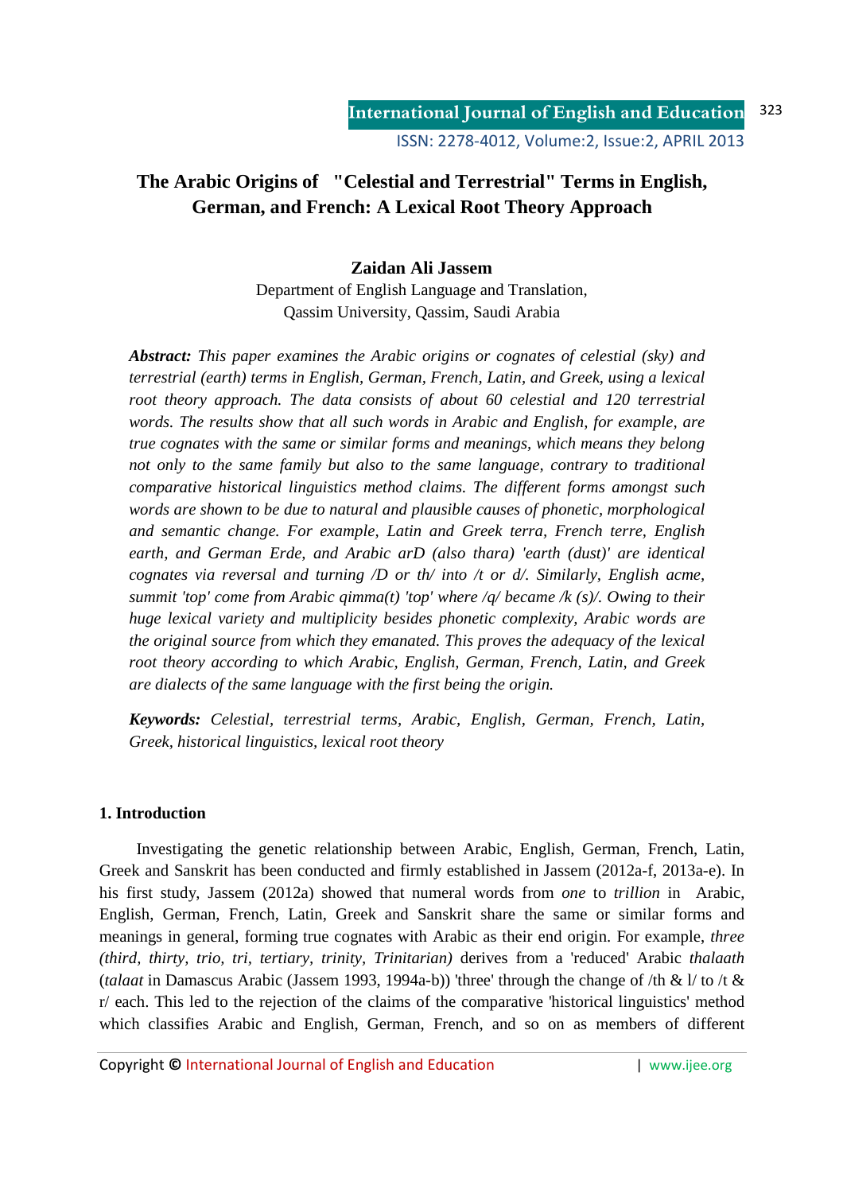# The Arabic Origins of "Celestial and Terrestrial" Terms in English, German, and French: A Lexical Root Theory Approach

**Zaidan Ali Jassem**

Department of English Language and Translation,
Qassim University, Qassim, Saudi Arabia

***Abstract:*** *This paper examines the Arabic origins or cognates of celestial (sky) and terrestrial (earth) terms in English, German, French, Latin, and Greek, using a lexical root theory approach. The data consists of about 60 celestial and 120 terrestrial words. The results show that all such words in Arabic and English, for example, are true cognates with the same or similar forms and meanings, which means they belong not only to the same family but also to the same language, contrary to traditional comparative historical linguistics method claims. The different forms amongst such words are shown to be due to natural and plausible causes of phonetic, morphological and semantic change. For example, Latin and Greek terra, French terre, English earth, and German Erde, and Arabic arD (also thara) 'earth (dust)' are identical cognates via reversal and turning /D or th/ into /t or d/. Similarly, English acme, summit 'top' come from Arabic qimma(t) 'top' where /q/ became /k (s)/. Owing to their huge lexical variety and multiplicity besides phonetic complexity, Arabic words are the original source from which they emanated. This proves the adequacy of the lexical root theory according to which Arabic, English, German, French, Latin, and Greek are dialects of the same language with the first being the origin.*

***Keywords:*** *Celestial, terrestrial terms, Arabic, English, German, French, Latin, Greek, historical linguistics, lexical root theory*

## 1. Introduction

Investigating the genetic relationship between Arabic, English, German, French, Latin, Greek and Sanskrit has been conducted and firmly established in Jassem (2012a-f, 2013a-e). In his first study, Jassem (2012a) showed that numeral words from *one* to *trillion* in Arabic, English, German, French, Latin, Greek and Sanskrit share the same or similar forms and meanings in general, forming true cognates with Arabic as their end origin. For example, *three (third, thirty, trio, tri, tertiary, trinity, Trinitarian)* derives from a 'reduced' Arabic *thalaath* (*talaat* in Damascus Arabic (Jassem 1993, 1994a-b)) 'three' through the change of /th & l/ to /t & r/ each. This led to the rejection of the claims of the comparative 'historical linguistics' method which classifies Arabic and English, German, French, and so on as members of different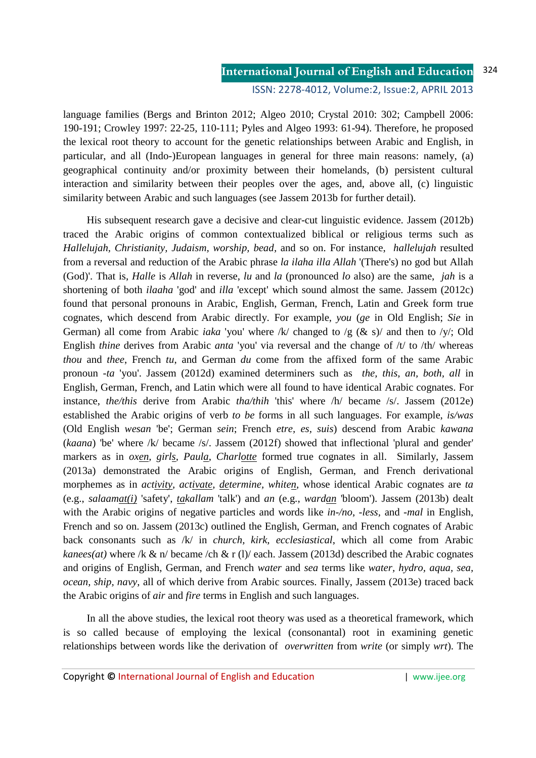language families (Bergs and Brinton 2012; Algeo 2010; Crystal 2010: 302; Campbell 2006: 190-191; Crowley 1997: 22-25, 110-111; Pyles and Algeo 1993: 61-94). Therefore, he proposed the lexical root theory to account for the genetic relationships between Arabic and English, in particular, and all (Indo-)European languages in general for three main reasons: namely, (a) geographical continuity and/or proximity between their homelands, (b) persistent cultural interaction and similarity between their peoples over the ages, and, above all, (c) linguistic similarity between Arabic and such languages (see Jassem 2013b for further detail).

His subsequent research gave a decisive and clear-cut linguistic evidence. Jassem (2012b) traced the Arabic origins of common contextualized biblical or religious terms such as *Hallelujah, Christianity, Judaism, worship, bead,* and so on. For instance, *hallelujah* resulted from a reversal and reduction of the Arabic phrase *la ilaha illa Allah* '(There's) no god but Allah (God)'. That is, *Halle* is *Allah* in reverse, *lu* and *la* (pronounced *lo* also) are the same, *jah* is a shortening of both *ilaaha* 'god' and *illa* 'except' which sound almost the same. Jassem (2012c) found that personal pronouns in Arabic, English, German, French, Latin and Greek form true cognates, which descend from Arabic directly. For example, *you* (*ge* in Old English; *Sie* in German) all come from Arabic *iaka* 'you' where /k/ changed to /g (& s)/ and then to /y/; Old English *thine* derives from Arabic *anta* 'you' via reversal and the change of /t/ to /th/ whereas *thou* and *thee*, French *tu*, and German *du* come from the affixed form of the same Arabic pronoun *-ta* 'you'. Jassem (2012d) examined determiners such as *the, this, an, both, all* in English, German, French, and Latin which were all found to have identical Arabic cognates. For instance, *the/this* derive from Arabic *tha/thih* 'this' where /h/ became /s/. Jassem (2012e) established the Arabic origins of verb *to be* forms in all such languages. For example, *is/was* (Old English *wesan* 'be'; German *sein*; French *etre, es, suis*) descend from Arabic *kawana* (*kaana*) 'be' where /k/ became /s/. Jassem (2012f) showed that inflectional 'plural and gender' markers as in *ox<u>en</u>, girl<u>s</u>, Paul<u>a</u>, Charl<u>otte</u>* formed true cognates in all. Similarly, Jassem (2013a) demonstrated the Arabic origins of English, German, and French derivational morphemes as in *ac<u>tivity</u>, acti<u>vate</u>, <u>de</u>termine, white<u>n</u>*, whose identical Arabic cognates are *ta* (e.g., *salaam<u>at(i)</u>* 'safety', *<u>ta</u>kallam* 'talk') and *an* (e.g., *ward<u>an</u>* 'bloom'). Jassem (2013b) dealt with the Arabic origins of negative particles and words like *in-/no, -less,* and *-mal* in English, French and so on. Jassem (2013c) outlined the English, German, and French cognates of Arabic back consonants such as /k/ in *church, kirk, ecclesiastical*, which all come from Arabic *kanees(at)* where /k & n/ became /ch & r (l)/ each. Jassem (2013d) described the Arabic cognates and origins of English, German, and French *water* and *sea* terms like *water, hydro, aqua, sea, ocean, ship, navy*, all of which derive from Arabic sources. Finally, Jassem (2013e) traced back the Arabic origins of *air* and *fire* terms in English and such languages.

In all the above studies, the lexical root theory was used as a theoretical framework, which is so called because of employing the lexical (consonantal) root in examining genetic relationships between words like the derivation of *overwritten* from *write* (or simply *wrt*). The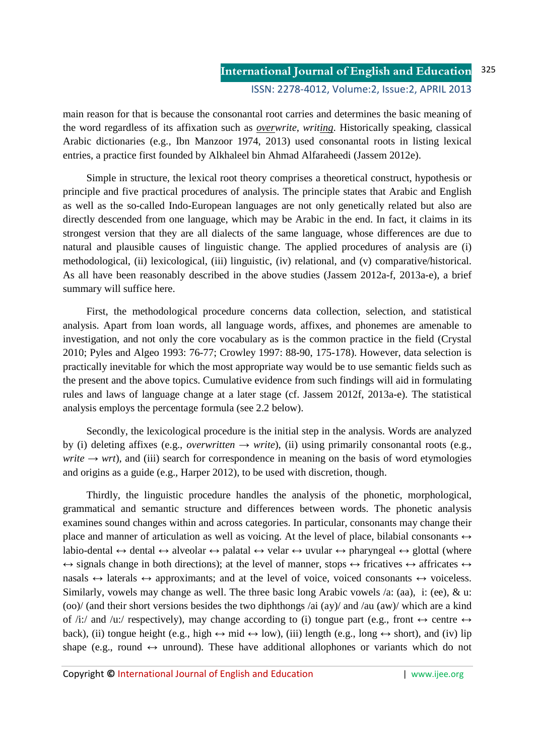main reason for that is because the consonantal root carries and determines the basic meaning of the word regardless of its affixation such as *__over__write*, *writ__ing__*. Historically speaking, classical Arabic dictionaries (e.g., Ibn Manzoor 1974, 2013) used consonantal roots in listing lexical entries, a practice first founded by Alkhaleel bin Ahmad Alfaraheedi (Jassem 2012e).

Simple in structure, the lexical root theory comprises a theoretical construct, hypothesis or principle and five practical procedures of analysis. The principle states that Arabic and English as well as the so-called Indo-European languages are not only genetically related but also are directly descended from one language, which may be Arabic in the end. In fact, it claims in its strongest version that they are all dialects of the same language, whose differences are due to natural and plausible causes of linguistic change. The applied procedures of analysis are (i) methodological, (ii) lexicological, (iii) linguistic, (iv) relational, and (v) comparative/historical. As all have been reasonably described in the above studies (Jassem 2012a-f, 2013a-e), a brief summary will suffice here.

First, the methodological procedure concerns data collection, selection, and statistical analysis. Apart from loan words, all language words, affixes, and phonemes are amenable to investigation, and not only the core vocabulary as is the common practice in the field (Crystal 2010; Pyles and Algeo 1993: 76-77; Crowley 1997: 88-90, 175-178). However, data selection is practically inevitable for which the most appropriate way would be to use semantic fields such as the present and the above topics. Cumulative evidence from such findings will aid in formulating rules and laws of language change at a later stage (cf. Jassem 2012f, 2013a-e). The statistical analysis employs the percentage formula (see 2.2 below).

Secondly, the lexicological procedure is the initial step in the analysis. Words are analyzed by (i) deleting affixes (e.g., *overwritten* → *write*), (ii) using primarily consonantal roots (e.g., *write* → *wrt*), and (iii) search for correspondence in meaning on the basis of word etymologies and origins as a guide (e.g., Harper 2012), to be used with discretion, though.

Thirdly, the linguistic procedure handles the analysis of the phonetic, morphological, grammatical and semantic structure and differences between words. The phonetic analysis examines sound changes within and across categories. In particular, consonants may change their place and manner of articulation as well as voicing. At the level of place, bilabial consonants ↔ labio-dental ↔ dental ↔ alveolar ↔ palatal ↔ velar ↔ uvular ↔ pharyngeal ↔ glottal (where ↔ signals change in both directions); at the level of manner, stops ↔ fricatives ↔ affricates ↔ nasals ↔ laterals ↔ approximants; and at the level of voice, voiced consonants ↔ voiceless. Similarly, vowels may change as well. The three basic long Arabic vowels /a: (aa), i: (ee), & u: (oo)/ (and their short versions besides the two diphthongs /ai (ay)/ and /au (aw)/ which are a kind of /i:/ and /u:/ respectively), may change according to (i) tongue part (e.g., front ↔ centre ↔ back), (ii) tongue height (e.g., high ↔ mid ↔ low), (iii) length (e.g., long ↔ short), and (iv) lip shape (e.g., round ↔ unround). These have additional allophones or variants which do not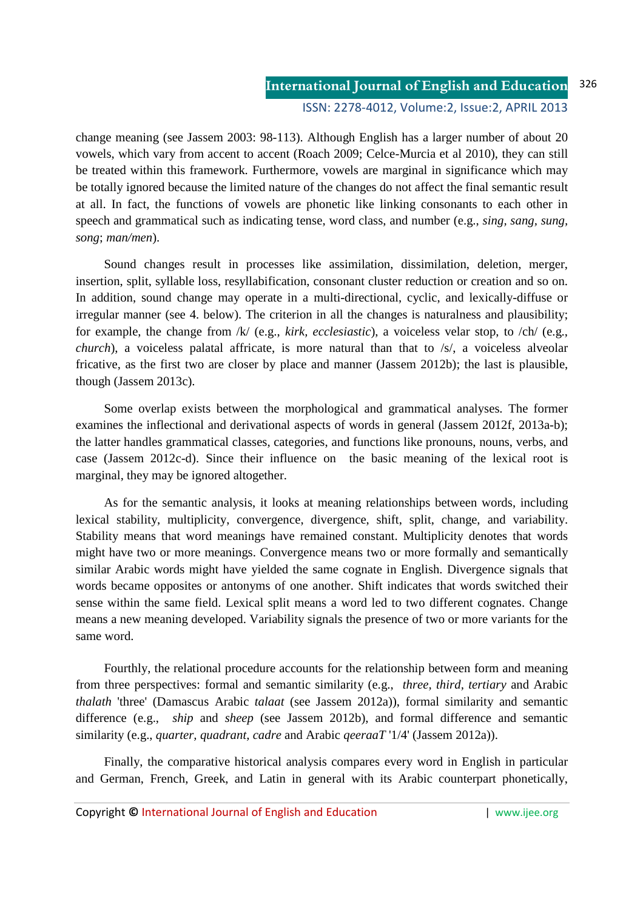change meaning (see Jassem 2003: 98-113). Although English has a larger number of about 20 vowels, which vary from accent to accent (Roach 2009; Celce-Murcia et al 2010), they can still be treated within this framework. Furthermore, vowels are marginal in significance which may be totally ignored because the limited nature of the changes do not affect the final semantic result at all. In fact, the functions of vowels are phonetic like linking consonants to each other in speech and grammatical such as indicating tense, word class, and number (e.g., *sing, sang, sung, song*; *man/men*).

Sound changes result in processes like assimilation, dissimilation, deletion, merger, insertion, split, syllable loss, resyllabification, consonant cluster reduction or creation and so on. In addition, sound change may operate in a multi-directional, cyclic, and lexically-diffuse or irregular manner (see 4. below). The criterion in all the changes is naturalness and plausibility; for example, the change from /k/ (e.g., *kirk, ecclesiastic*), a voiceless velar stop, to /ch/ (e.g., *church*), a voiceless palatal affricate, is more natural than that to /s/, a voiceless alveolar fricative, as the first two are closer by place and manner (Jassem 2012b); the last is plausible, though (Jassem 2013c).

Some overlap exists between the morphological and grammatical analyses. The former examines the inflectional and derivational aspects of words in general (Jassem 2012f, 2013a-b); the latter handles grammatical classes, categories, and functions like pronouns, nouns, verbs, and case (Jassem 2012c-d). Since their influence on the basic meaning of the lexical root is marginal, they may be ignored altogether.

As for the semantic analysis, it looks at meaning relationships between words, including lexical stability, multiplicity, convergence, divergence, shift, split, change, and variability. Stability means that word meanings have remained constant. Multiplicity denotes that words might have two or more meanings. Convergence means two or more formally and semantically similar Arabic words might have yielded the same cognate in English. Divergence signals that words became opposites or antonyms of one another. Shift indicates that words switched their sense within the same field. Lexical split means a word led to two different cognates. Change means a new meaning developed. Variability signals the presence of two or more variants for the same word.

Fourthly, the relational procedure accounts for the relationship between form and meaning from three perspectives: formal and semantic similarity (e.g., *three, third, tertiary* and Arabic *thalath* 'three' (Damascus Arabic *talaat* (see Jassem 2012a)), formal similarity and semantic difference (e.g., *ship* and *sheep* (see Jassem 2012b), and formal difference and semantic similarity (e.g., *quarter, quadrant, cadre* and Arabic *qeeraaT* '1/4' (Jassem 2012a)).

Finally, the comparative historical analysis compares every word in English in particular and German, French, Greek, and Latin in general with its Arabic counterpart phonetically,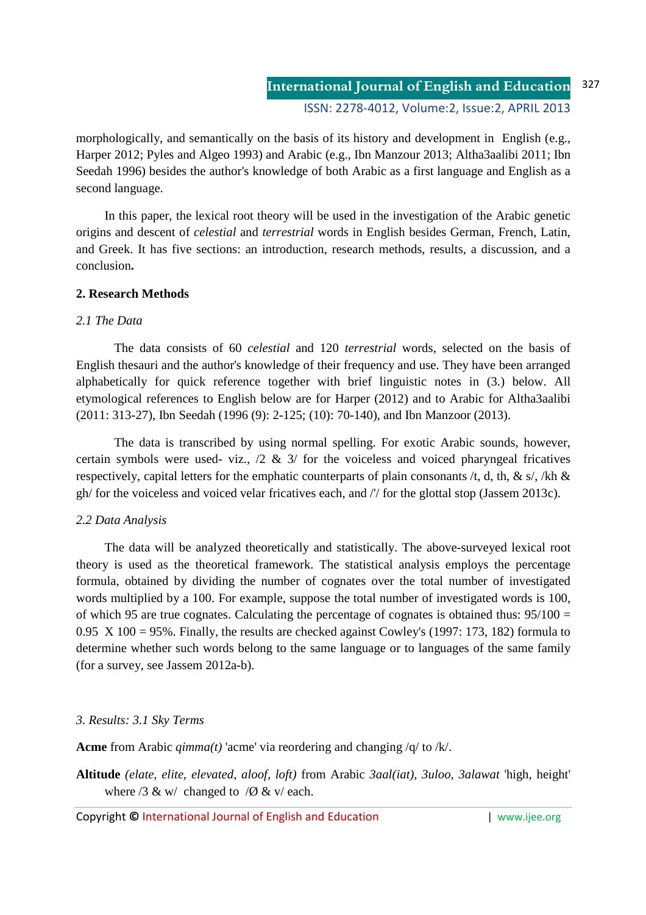morphologically, and semantically on the basis of its history and development in English (e.g., Harper 2012; Pyles and Algeo 1993) and Arabic (e.g., Ibn Manzour 2013; Altha3aalibi 2011; Ibn Seedah 1996) besides the author's knowledge of both Arabic as a first language and English as a second language.

In this paper, the lexical root theory will be used in the investigation of the Arabic genetic origins and descent of *celestial* and *terrestrial* words in English besides German, French, Latin, and Greek. It has five sections: an introduction, research methods, results, a discussion, and a conclusion**.**

## 2. Research Methods

### *2.1 The Data*

The data consists of 60 *celestial* and 120 *terrestrial* words, selected on the basis of English thesauri and the author's knowledge of their frequency and use. They have been arranged alphabetically for quick reference together with brief linguistic notes in (3.) below. All etymological references to English below are for Harper (2012) and to Arabic for Altha3aalibi (2011: 313-27), Ibn Seedah (1996 (9): 2-125; (10): 70-140), and Ibn Manzoor (2013).

The data is transcribed by using normal spelling. For exotic Arabic sounds, however, certain symbols were used- viz., /2 & 3/ for the voiceless and voiced pharyngeal fricatives respectively, capital letters for the emphatic counterparts of plain consonants /t, d, th, & s/, /kh & gh/ for the voiceless and voiced velar fricatives each, and /'/ for the glottal stop (Jassem 2013c).

### *2.2 Data Analysis*

The data will be analyzed theoretically and statistically. The above-surveyed lexical root theory is used as the theoretical framework. The statistical analysis employs the percentage formula, obtained by dividing the number of cognates over the total number of investigated words multiplied by a 100. For example, suppose the total number of investigated words is 100, of which 95 are true cognates. Calculating the percentage of cognates is obtained thus: 95/100 = 0.95 X 100 = 95%. Finally, the results are checked against Cowley's (1997: 173, 182) formula to determine whether such words belong to the same language or to languages of the same family (for a survey, see Jassem 2012a-b).

### *3. Results: 3.1 Sky Terms*

**Acme** from Arabic *qimma(t)* 'acme' via reordering and changing /q/ to /k/.

**Altitude** *(elate, elite, elevated, aloof, loft)* from Arabic *3aal(iat)*, *3uloo*, *3alawat* 'high, height' where /3 & w/ changed to /Ø & v/ each.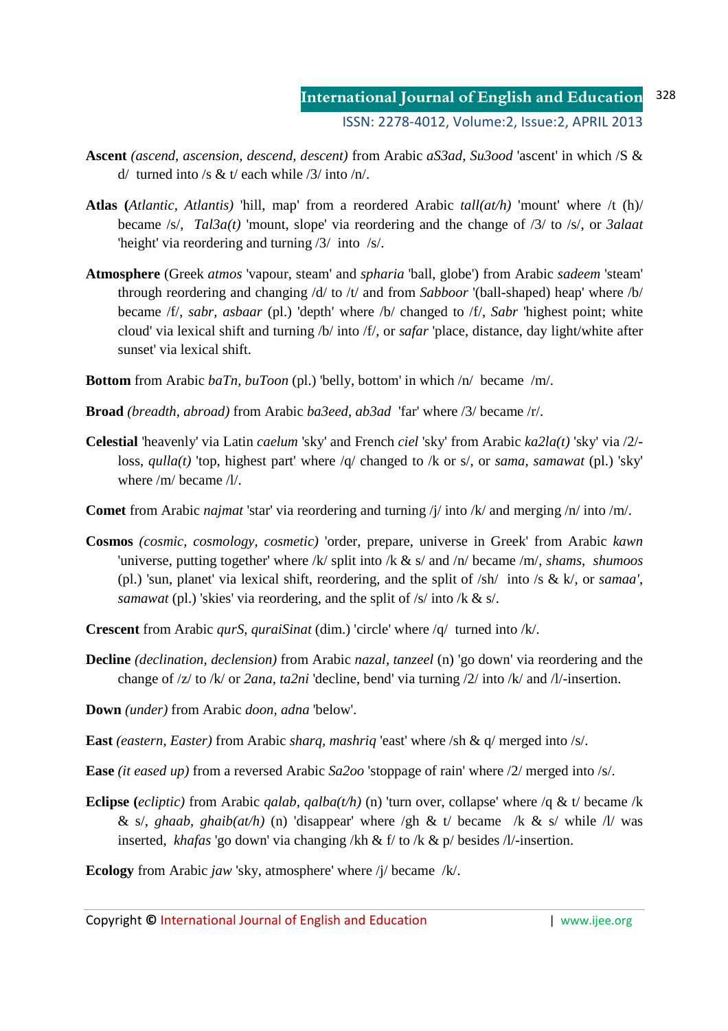**Ascent** *(ascend, ascension, descend, descent)* from Arabic *aS3ad, Su3ood* 'ascent' in which /S & d/ turned into /s & t/ each while /3/ into /n/.

**Atlas (***Atlantic, Atlantis)* 'hill, map' from a reordered Arabic *tall(at/h)* 'mount' where /t (h)/ became /s/, *Tal3a(t)* 'mount, slope' via reordering and the change of /3/ to /s/, or *3alaat* 'height' via reordering and turning /3/ into /s/.

**Atmosphere** (Greek *atmos* 'vapour, steam' and *spharia* 'ball, globe') from Arabic *sadeem* 'steam' through reordering and changing /d/ to /t/ and from *Sabboor* '(ball-shaped) heap' where /b/ became /f/, *sabr, asbaar* (pl.) 'depth' where /b/ changed to /f/, *Sabr* 'highest point; white cloud' via lexical shift and turning /b/ into /f/, or *safar* 'place, distance, day light/white after sunset' via lexical shift.

**Bottom** from Arabic *baTn, buToon* (pl.) 'belly, bottom' in which /n/ became /m/.

**Broad** *(breadth, abroad)* from Arabic *ba3eed, ab3ad* 'far' where /3/ became /r/.

**Celestial** 'heavenly' via Latin *caelum* 'sky' and French *ciel* 'sky' from Arabic *ka2la(t)* 'sky' via /2/-loss, *qulla(t)* 'top, highest part' where /q/ changed to /k or s/, or *sama, samawat* (pl.) 'sky' where /m/ became /l/.

**Comet** from Arabic *najmat* 'star' via reordering and turning /j/ into /k/ and merging /n/ into /m/.

**Cosmos** *(cosmic, cosmology, cosmetic)* 'order, prepare, universe in Greek' from Arabic *kawn* 'universe, putting together' where /k/ split into /k & s/ and /n/ became /m/, *shams, shumoos* (pl.) 'sun, planet' via lexical shift, reordering, and the split of /sh/ into /s & k/, or *samaa', samawat* (pl.) 'skies' via reordering, and the split of /s/ into /k & s/.

**Crescent** from Arabic *qurS, quraiSinat* (dim.) 'circle' where /q/ turned into /k/.

**Decline** *(declination, declension)* from Arabic *nazal, tanzeel* (n) 'go down' via reordering and the change of /z/ to /k/ or *2ana, ta2ni* 'decline, bend' via turning /2/ into /k/ and /l/-insertion.

**Down** *(under)* from Arabic *doon, adna* 'below'.

**East** *(eastern, Easter)* from Arabic *sharq, mashriq* 'east' where /sh & q/ merged into /s/.

**Ease** *(it eased up)* from a reversed Arabic *Sa2oo* 'stoppage of rain' where /2/ merged into /s/.

**Eclipse (***ecliptic)* from Arabic *qalab, qalba(t/h)* (n) 'turn over, collapse' where /q & t/ became /k & s/, *ghaab, ghaib(at/h)* (n) 'disappear' where /gh & t/ became /k & s/ while /l/ was inserted, *khafas* 'go down' via changing /kh & f/ to /k & p/ besides /l/-insertion.

**Ecology** from Arabic *jaw* 'sky, atmosphere' where /j/ became /k/.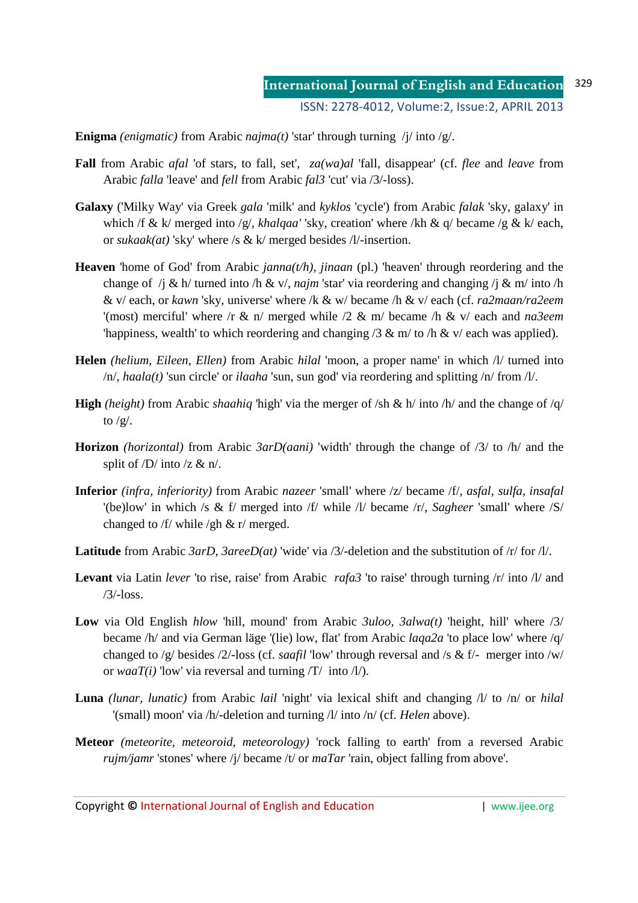**Enigma** *(enigmatic)* from Arabic *najma(t)* 'star' through turning /j/ into /g/.

**Fall** from Arabic *afal* 'of stars, to fall, set', *za(wa)al* 'fall, disappear' (cf. *flee* and *leave* from Arabic *falla* 'leave' and *fell* from Arabic *fal3* 'cut' via /3/-loss).

**Galaxy** ('Milky Way' via Greek *gala* 'milk' and *kyklos* 'cycle') from Arabic *falak* 'sky, galaxy' in which /f & k/ merged into /g/, *khalqaa'* 'sky, creation' where /kh & q/ became /g & k/ each, or *sukaak(at)* 'sky' where /s & k/ merged besides /l/-insertion.

**Heaven** 'home of God' from Arabic *janna(t/h)*, *jinaan* (pl.) 'heaven' through reordering and the change of /j & h/ turned into /h & v/, *najm* 'star' via reordering and changing /j & m/ into /h & v/ each, or *kawn* 'sky, universe' where /k & w/ became /h & v/ each (cf. *ra2maan/ra2eem* '(most) merciful' where /r & n/ merged while /2 & m/ became /h & v/ each and *na3eem* 'happiness, wealth' to which reordering and changing /3 & m/ to /h & v/ each was applied).

**Helen** *(helium, Eileen, Ellen)* from Arabic *hilal* 'moon, a proper name' in which /l/ turned into /n/, *haala(t)* 'sun circle' or *ilaaha* 'sun, sun god' via reordering and splitting /n/ from /l/.

**High** *(height)* from Arabic *shaahiq* 'high' via the merger of /sh & h/ into /h/ and the change of /q/ to /g/.

**Horizon** *(horizontal)* from Arabic *3arD(aani)* 'width' through the change of /3/ to /h/ and the split of /D/ into /z & n/.

**Inferior** *(infra, inferiority)* from Arabic *nazeer* 'small' where /z/ became /f/, *asfal*, *sulfa*, *insafal* '(be)low' in which /s & f/ merged into /f/ while /l/ became /r/, *Sagheer* 'small' where /S/ changed to /f/ while /gh & r/ merged.

**Latitude** from Arabic *3arD*, *3areeD(at)* 'wide' via /3/-deletion and the substitution of /r/ for /l/.

**Levant** via Latin *lever* 'to rise, raise' from Arabic *rafa3* 'to raise' through turning /r/ into /l/ and /3/-loss.

**Low** via Old English *hlow* 'hill, mound' from Arabic *3uloo*, *3alwa(t)* 'height, hill' where /3/ became /h/ and via German läge '(lie) low, flat' from Arabic *laqa2a* 'to place low' where /q/ changed to /g/ besides /2/-loss (cf. *saafil* 'low' through reversal and /s & f/- merger into /w/ or *waaT(i)* 'low' via reversal and turning /T/ into /l/).

**Luna** *(lunar, lunatic)* from Arabic *lail* 'night' via lexical shift and changing /l/ to /n/ or *hilal* '(small) moon' via /h/-deletion and turning /l/ into /n/ (cf. *Helen* above).

**Meteor** *(meteorite, meteoroid, meteorology)* 'rock falling to earth' from a reversed Arabic *rujm/jamr* 'stones' where /j/ became /t/ or *maTar* 'rain, object falling from above'.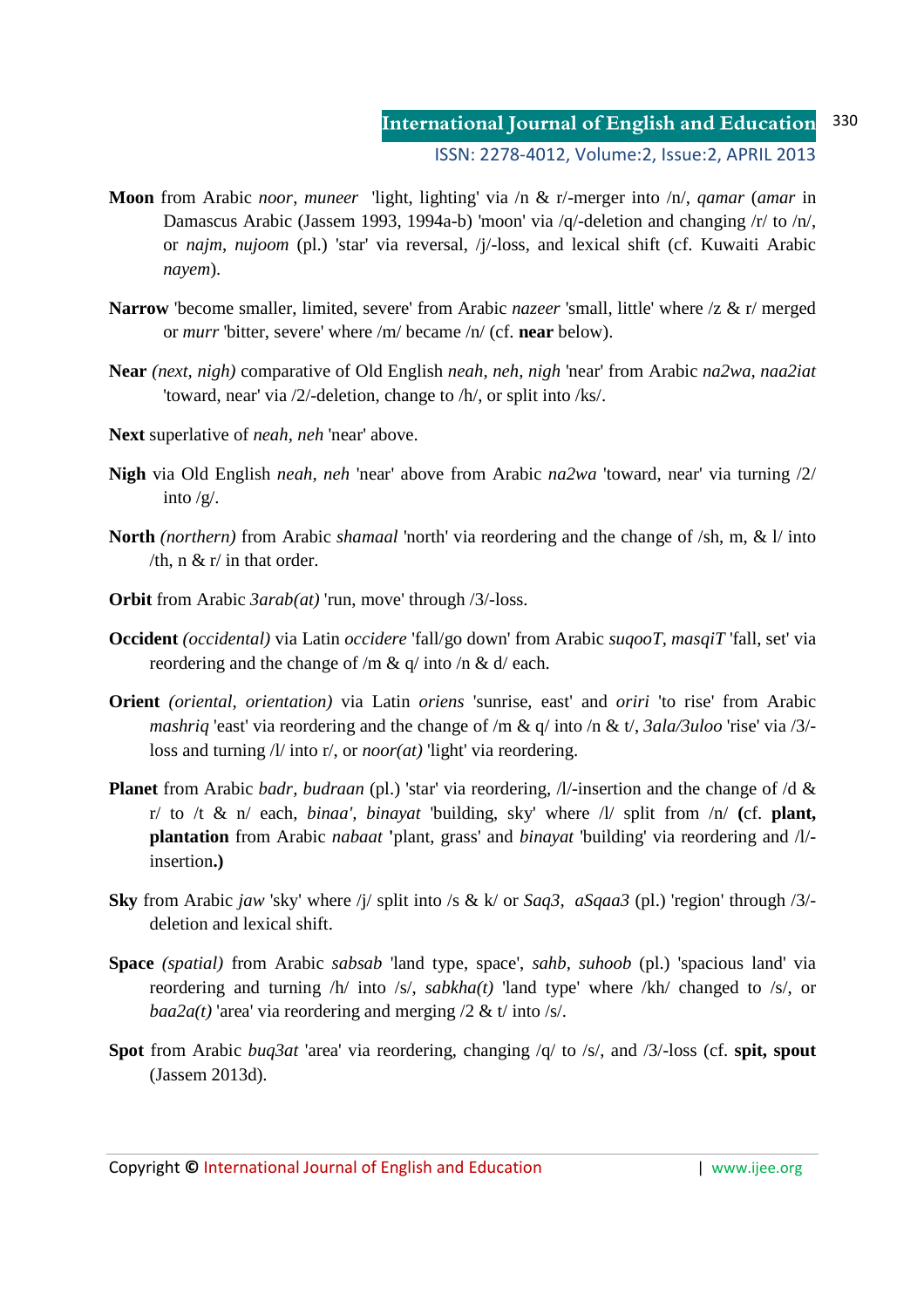**Moon** from Arabic *noor*, *muneer* 'light, lighting' via /n & r/-merger into /n/, *qamar* (*amar* in Damascus Arabic (Jassem 1993, 1994a-b) 'moon' via /q/-deletion and changing /r/ to /n/, or *najm*, *nujoom* (pl.) 'star' via reversal, /j/-loss, and lexical shift (cf. Kuwaiti Arabic *nayem*).

**Narrow** 'become smaller, limited, severe' from Arabic *nazeer* 'small, little' where /z & r/ merged or *murr* 'bitter, severe' where /m/ became /n/ (cf. **near** below).

**Near** *(next, nigh)* comparative of Old English *neah, neh, nigh* 'near' from Arabic *na2wa, naa2iat* 'toward, near' via /2/-deletion, change to /h/, or split into /ks/.

**Next** superlative of *neah*, *neh* 'near' above.

**Nigh** via Old English *neah, neh* 'near' above from Arabic *na2wa* 'toward, near' via turning /2/ into /g/.

**North** *(northern)* from Arabic *shamaal* 'north' via reordering and the change of /sh, m, & l/ into /th, n & r/ in that order.

**Orbit** from Arabic *3arab(at)* 'run, move' through /3/-loss.

**Occident** *(occidental)* via Latin *occidere* 'fall/go down' from Arabic *suqooT, masqiT* 'fall, set' via reordering and the change of /m & q/ into /n & d/ each.

**Orient** *(oriental, orientation)* via Latin *oriens* 'sunrise, east' and *oriri* 'to rise' from Arabic *mashriq* 'east' via reordering and the change of /m & q/ into /n & t/, *3ala/3uloo* 'rise' via /3/-loss and turning /l/ into r/, or *noor(at)* 'light' via reordering.

**Planet** from Arabic *badr, budraan* (pl.) 'star' via reordering, /l/-insertion and the change of /d & r/ to /t & n/ each, *binaa', binayat* 'building, sky' where /l/ split from /n/ **(**cf. **plant, plantation** from Arabic *nabaat* 'plant, grass' and *binayat* 'building' via reordering and /l/-insertion**.)**

**Sky** from Arabic *jaw* 'sky' where /j/ split into /s & k/ or *Saq3, aSqaa3* (pl.) 'region' through /3/-deletion and lexical shift.

**Space** *(spatial)* from Arabic *sabsab* 'land type, space', *sahb, suhoob* (pl.) 'spacious land' via reordering and turning /h/ into /s/, *sabkha(t)* 'land type' where /kh/ changed to /s/, or *baa2a(t)* 'area' via reordering and merging /2 & t/ into /s/.

**Spot** from Arabic *buq3at* 'area' via reordering, changing /q/ to /s/, and /3/-loss (cf. **spit, spout** (Jassem 2013d).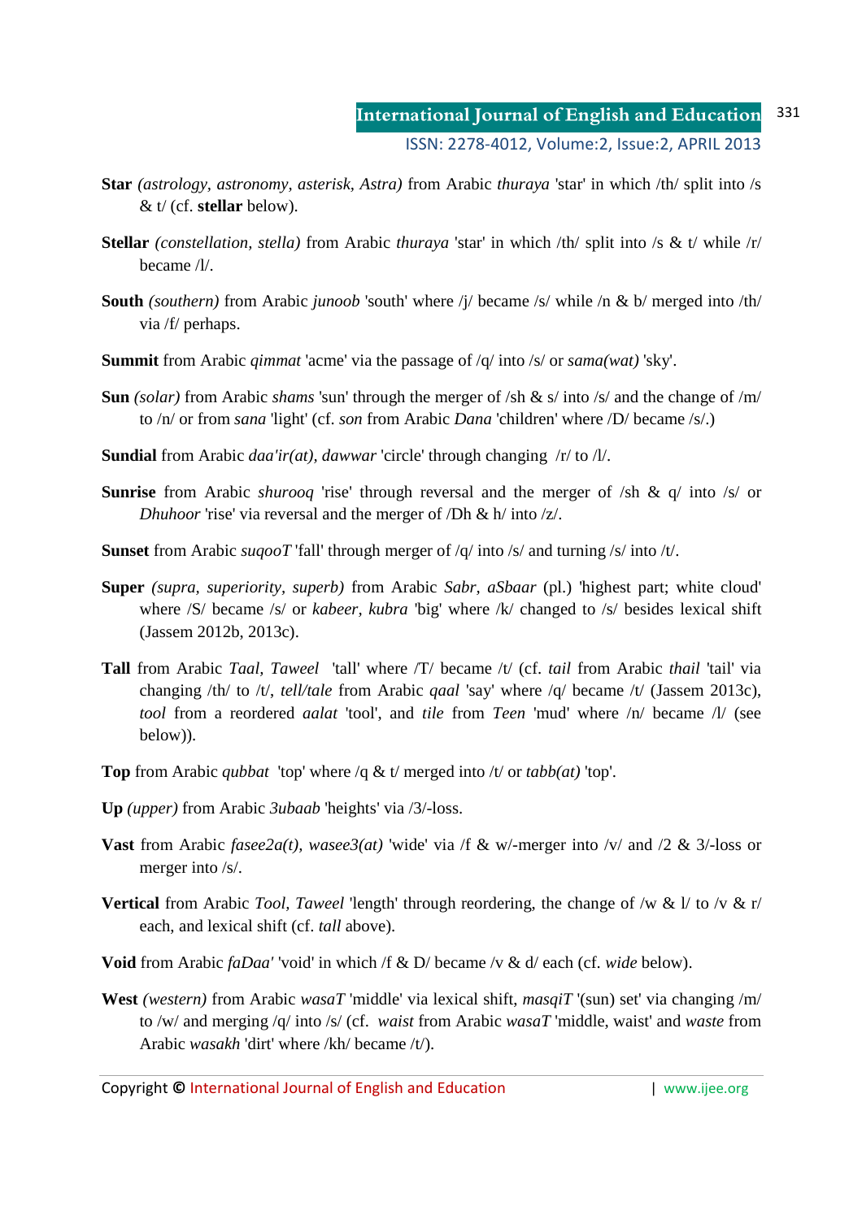**Star** *(astrology, astronomy, asterisk, Astra)* from Arabic *thuraya* 'star' in which /th/ split into /s & t/ (cf. **stellar** below).

**Stellar** *(constellation, stella)* from Arabic *thuraya* 'star' in which /th/ split into /s & t/ while /r/ became /l/.

**South** *(southern)* from Arabic *junoob* 'south' where /j/ became /s/ while /n & b/ merged into /th/ via /f/ perhaps.

**Summit** from Arabic *qimmat* 'acme' via the passage of /q/ into /s/ or *sama(wat)* 'sky'.

**Sun** *(solar)* from Arabic *shams* 'sun' through the merger of /sh & s/ into /s/ and the change of /m/ to /n/ or from *sana* 'light' (cf. *son* from Arabic *Dana* 'children' where /D/ became /s/.)

**Sundial** from Arabic *daa'ir(at), dawwar* 'circle' through changing /r/ to /l/.

**Sunrise** from Arabic *shurooq* 'rise' through reversal and the merger of /sh & q/ into /s/ or *Dhuhoor* 'rise' via reversal and the merger of /Dh & h/ into /z/.

**Sunset** from Arabic *suqooT* 'fall' through merger of /q/ into /s/ and turning /s/ into /t/.

**Super** *(supra, superiority, superb)* from Arabic *Sabr, aSbaar* (pl.) 'highest part; white cloud' where /S/ became /s/ or *kabeer, kubra* 'big' where /k/ changed to /s/ besides lexical shift (Jassem 2012b, 2013c).

**Tall** from Arabic *Taal, Taweel* 'tall' where /T/ became /t/ (cf. *tail* from Arabic *thail* 'tail' via changing /th/ to /t/, *tell/tale* from Arabic *qaal* 'say' where /q/ became /t/ (Jassem 2013c), *tool* from a reordered *aalat* 'tool', and *tile* from *Teen* 'mud' where /n/ became /l/ (see below)).

**Top** from Arabic *qubbat* 'top' where /q & t/ merged into /t/ or *tabb(at)* 'top'.

**Up** *(upper)* from Arabic *3ubaab* 'heights' via /3/-loss.

**Vast** from Arabic *fasee2a(t), wasee3(at)* 'wide' via /f & w/-merger into /v/ and /2 & 3/-loss or merger into /s/.

**Vertical** from Arabic *Tool, Taweel* 'length' through reordering, the change of /w & l/ to /v & r/ each, and lexical shift (cf. *tall* above).

**Void** from Arabic *faDaa'* 'void' in which /f & D/ became /v & d/ each (cf. *wide* below).

**West** *(western)* from Arabic *wasaT* 'middle' via lexical shift, *masqiT* '(sun) set' via changing /m/ to /w/ and merging /q/ into /s/ (cf. *waist* from Arabic *wasaT* 'middle, waist' and *waste* from Arabic *wasakh* 'dirt' where /kh/ became /t/).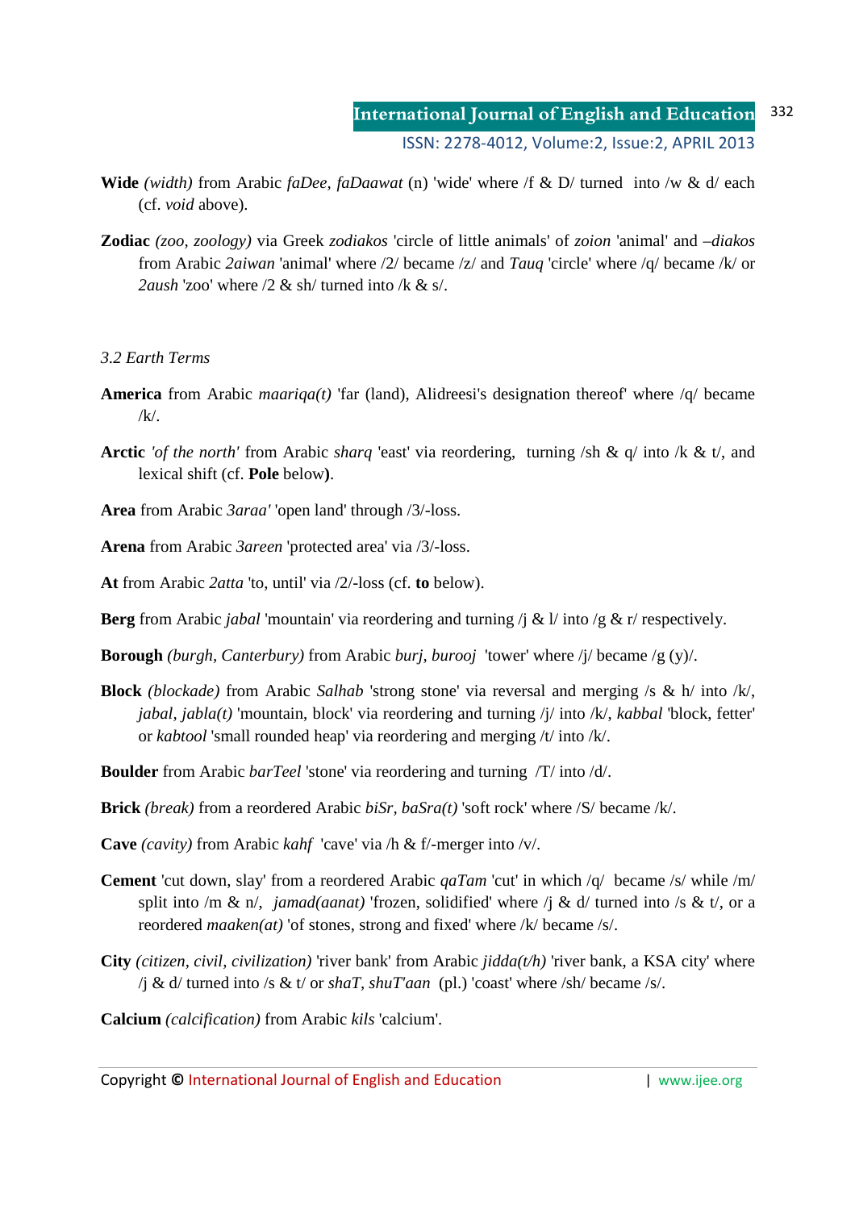**Wide** *(width)* from Arabic *faDee, faDaawat* (n) 'wide' where /f & D/ turned into /w & d/ each (cf. *void* above).

**Zodiac** *(zoo, zoology)* via Greek *zodiakos* 'circle of little animals' of *zoion* 'animal' and *–diakos* from Arabic *2aiwan* 'animal' where /2/ became /z/ and *Tauq* 'circle' where /q/ became /k/ or *2aush* 'zoo' where /2 & sh/ turned into /k & s/.

### *3.2 Earth Terms*

**America** from Arabic *maariqa(t)* 'far (land), Alidreesi's designation thereof' where /q/ became /k/.

**Arctic** *'of the north'* from Arabic *sharq* 'east' via reordering, turning /sh & q/ into /k & t/, and lexical shift (cf. **Pole** below**)**.

**Area** from Arabic *3araa'* 'open land' through /3/-loss.

**Arena** from Arabic *3areen* 'protected area' via /3/-loss.

**At** from Arabic *2atta* 'to, until' via /2/-loss (cf. **to** below).

**Berg** from Arabic *jabal* 'mountain' via reordering and turning /j & l/ into /g & r/ respectively.

**Borough** *(burgh, Canterbury)* from Arabic *burj, burooj* 'tower' where /j/ became /g (y)/.

**Block** *(blockade)* from Arabic *Salhab* 'strong stone' via reversal and merging /s & h/ into /k/, *jabal, jabla(t)* 'mountain, block' via reordering and turning /j/ into /k/, *kabbal* 'block, fetter' or *kabtool* 'small rounded heap' via reordering and merging /t/ into /k/.

**Boulder** from Arabic *barTeel* 'stone' via reordering and turning /T/ into /d/.

**Brick** *(break)* from a reordered Arabic *biSr, baSra(t)* 'soft rock' where /S/ became /k/.

**Cave** *(cavity)* from Arabic *kahf* 'cave' via /h & f/-merger into /v/.

**Cement** 'cut down, slay' from a reordered Arabic *qaTam* 'cut' in which /q/ became /s/ while /m/ split into /m & n/, *jamad(aanat)* 'frozen, solidified' where /j & d/ turned into /s & t/, or a reordered *maaken(at)* 'of stones, strong and fixed' where /k/ became /s/.

**City** *(citizen, civil, civilization)* 'river bank' from Arabic *jidda(t/h)* 'river bank, a KSA city' where /j & d/ turned into /s & t/ or *shaT, shuT'aan* (pl.) 'coast' where /sh/ became /s/.

**Calcium** *(calcification)* from Arabic *kils* 'calcium'.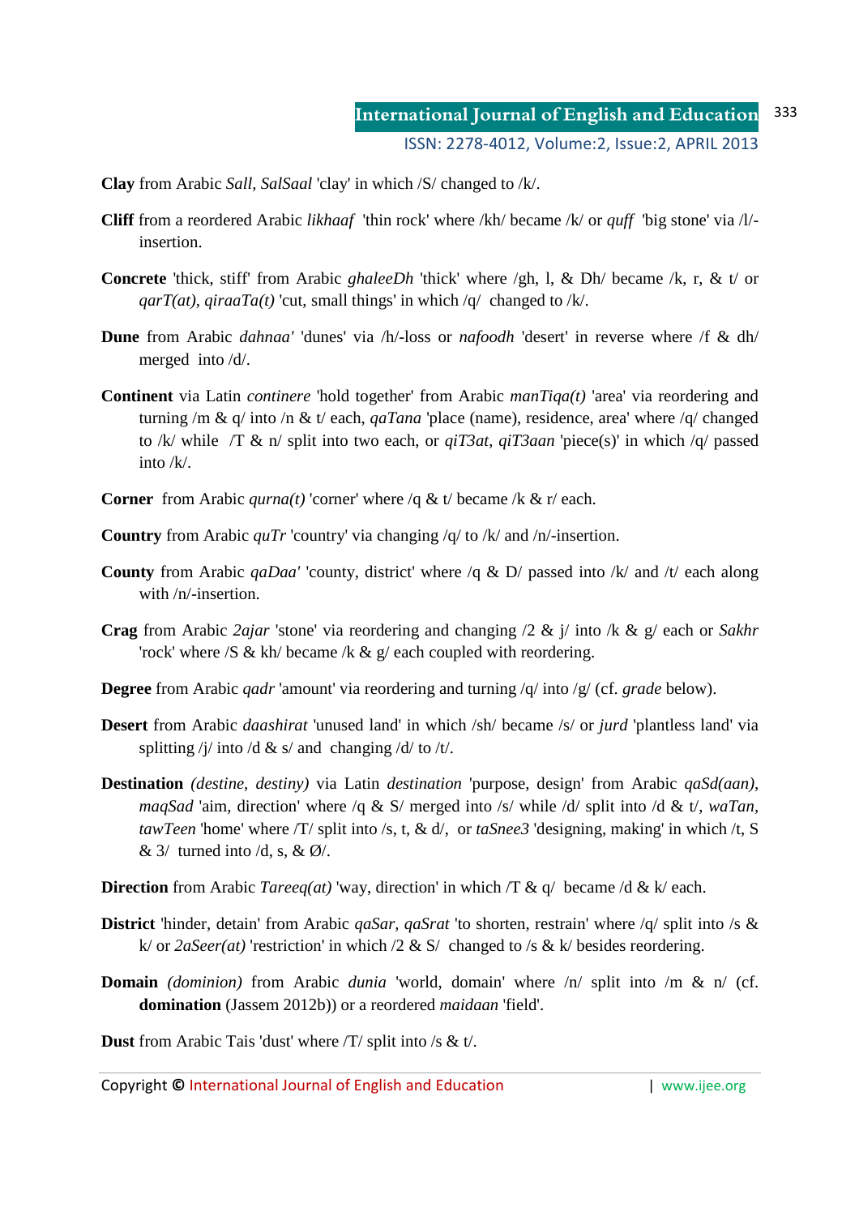**Clay** from Arabic *Sall, SalSaal* 'clay' in which /S/ changed to /k/.

**Cliff** from a reordered Arabic *likhaaf* 'thin rock' where /kh/ became /k/ or *quff* 'big stone' via /l/-insertion.

**Concrete** 'thick, stiff' from Arabic *ghaleeDh* 'thick' where /gh, l, & Dh/ became /k, r, & t/ or *qarT(at), qiraaTa(t)* 'cut, small things' in which /q/ changed to /k/.

**Dune** from Arabic *dahnaa'* 'dunes' via /h/-loss or *nafoodh* 'desert' in reverse where /f & dh/ merged into /d/.

**Continent** via Latin *continere* 'hold together' from Arabic *manTiqa(t)* 'area' via reordering and turning /m & q/ into /n & t/ each, *qaTana* 'place (name), residence, area' where /q/ changed to /k/ while /T & n/ split into two each, or *qiT3at, qiT3aan* 'piece(s)' in which /q/ passed into /k/.

**Corner** from Arabic *qurna(t)* 'corner' where /q & t/ became /k & r/ each.

**Country** from Arabic *quTr* 'country' via changing /q/ to /k/ and /n/-insertion.

**County** from Arabic *qaDaa'* 'county, district' where /q & D/ passed into /k/ and /t/ each along with /n/-insertion.

**Crag** from Arabic *2ajar* 'stone' via reordering and changing /2 & j/ into /k & g/ each or *Sakhr* 'rock' where /S & kh/ became /k & g/ each coupled with reordering.

**Degree** from Arabic *qadr* 'amount' via reordering and turning /q/ into /g/ (cf. *grade* below).

**Desert** from Arabic *daashirat* 'unused land' in which /sh/ became /s/ or *jurd* 'plantless land' via splitting /j/ into /d & s/ and changing /d/ to /t/.

**Destination** *(destine, destiny)* via Latin *destination* 'purpose, design' from Arabic *qaSd(aan), maqSad* 'aim, direction' where /q & S/ merged into /s/ while /d/ split into /d & t/, *waTan, tawTeen* 'home' where /T/ split into /s, t, & d/, or *taSnee3* 'designing, making' in which /t, S & 3/ turned into /d, s, & Ø/.

**Direction** from Arabic *Tareeq(at)* 'way, direction' in which /T & q/ became /d & k/ each.

**District** 'hinder, detain' from Arabic *qaSar, qaSrat* 'to shorten, restrain' where /q/ split into /s & k/ or *2aSeer(at)* 'restriction' in which /2 & S/ changed to /s & k/ besides reordering.

**Domain** *(dominion)* from Arabic *dunia* 'world, domain' where /n/ split into /m & n/ (cf. **domination** (Jassem 2012b)) or a reordered *maidaan* 'field'.

**Dust** from Arabic Tais 'dust' where /T/ split into /s & t/.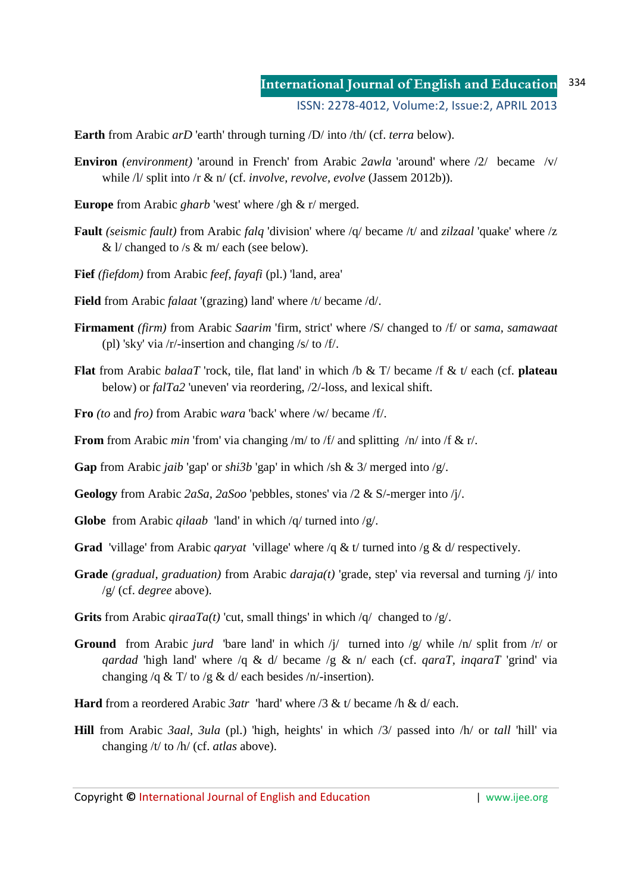**Earth** from Arabic *arD* 'earth' through turning /D/ into /th/ (cf. *terra* below).

**Environ** *(environment)* 'around in French' from Arabic *2awla* 'around' where /2/ became /v/ while /l/ split into /r & n/ (cf. *involve, revolve, evolve* (Jassem 2012b)).

**Europe** from Arabic *gharb* 'west' where /gh & r/ merged.

**Fault** *(seismic fault)* from Arabic *falq* 'division' where /q/ became /t/ and *zilzaal* 'quake' where /z & l/ changed to /s & m/ each (see below).

**Fief** *(fiefdom)* from Arabic *feef, fayafi* (pl.) 'land, area'

**Field** from Arabic *falaat* '(grazing) land' where /t/ became /d/.

**Firmament** *(firm)* from Arabic *Saarim* 'firm, strict' where /S/ changed to /f/ or *sama, samawaat* (pl) 'sky' via /r/-insertion and changing /s/ to /f/.

**Flat** from Arabic *balaaT* 'rock, tile, flat land' in which /b & T/ became /f & t/ each (cf. **plateau** below) or *falTa2* 'uneven' via reordering, /2/-loss, and lexical shift.

**Fro** *(to* and *fro)* from Arabic *wara* 'back' where /w/ became /f/.

**From** from Arabic *min* 'from' via changing /m/ to /f/ and splitting /n/ into /f & r/.

**Gap** from Arabic *jaib* 'gap' or *shi3b* 'gap' in which /sh & 3/ merged into /g/.

**Geology** from Arabic *2aSa, 2aSoo* 'pebbles, stones' via /2 & S/-merger into /j/.

**Globe** from Arabic *qilaab* 'land' in which /q/ turned into /g/.

**Grad** 'village' from Arabic *qaryat* 'village' where /q & t/ turned into /g & d/ respectively.

**Grade** *(gradual, graduation)* from Arabic *daraja(t)* 'grade, step' via reversal and turning /j/ into /g/ (cf. *degree* above).

**Grits** from Arabic *qiraaTa(t)* 'cut, small things' in which /q/ changed to /g/.

**Ground** from Arabic *jurd* 'bare land' in which /j/ turned into /g/ while /n/ split from /r/ or *qardad* 'high land' where /q & d/ became /g & n/ each (cf. *qaraT, inqaraT* 'grind' via changing /q & T/ to /g & d/ each besides /n/-insertion).

**Hard** from a reordered Arabic *3atr* 'hard' where /3 & t/ became /h & d/ each.

**Hill** from Arabic *3aal, 3ula* (pl.) 'high, heights' in which /3/ passed into /h/ or *tall* 'hill' via changing /t/ to /h/ (cf. *atlas* above).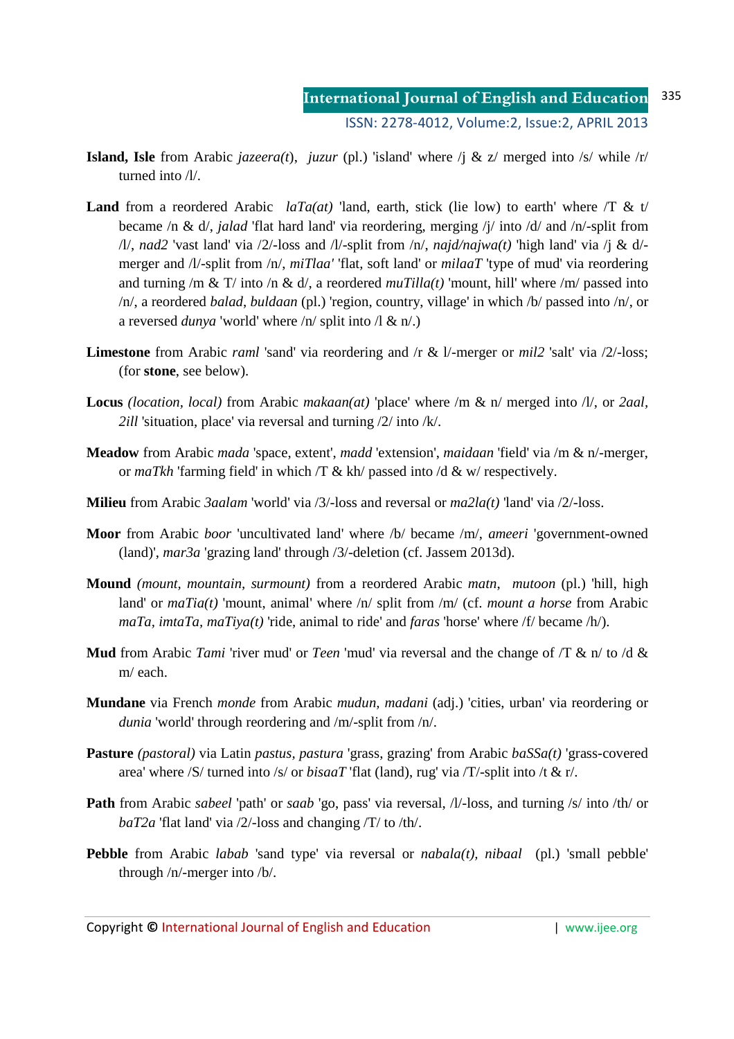**Island, Isle** from Arabic *jazeera(t)*, *juzur* (pl.) 'island' where /j & z/ merged into /s/ while /r/ turned into /l/.

**Land** from a reordered Arabic *laTa(at)* 'land, earth, stick (lie low) to earth' where /T & t/ became /n & d/, *jalad* 'flat hard land' via reordering, merging /j/ into /d/ and /n/-split from /l/, *nad2* 'vast land' via /2/-loss and /l/-split from /n/, *najd/najwa(t)* 'high land' via /j & d/-merger and /l/-split from /n/, *miTlaa'* 'flat, soft land' or *milaaT* 'type of mud' via reordering and turning /m & T/ into /n & d/, a reordered *muTilla(t)* 'mount, hill' where /m/ passed into /n/, a reordered *balad*, *buldaan* (pl.) 'region, country, village' in which /b/ passed into /n/, or a reversed *dunya* 'world' where /n/ split into /l & n/.)

**Limestone** from Arabic *raml* 'sand' via reordering and /r & l/-merger or *mil2* 'salt' via /2/-loss; (for **stone**, see below).

**Locus** *(location, local)* from Arabic *makaan(at)* 'place' where /m & n/ merged into /l/, or *2aal*, *2ill* 'situation, place' via reversal and turning /2/ into /k/.

**Meadow** from Arabic *mada* 'space, extent', *madd* 'extension', *maidaan* 'field' via /m & n/-merger, or *maTkh* 'farming field' in which /T & kh/ passed into /d & w/ respectively.

**Milieu** from Arabic *3aalam* 'world' via /3/-loss and reversal or *ma2la(t)* 'land' via /2/-loss.

**Moor** from Arabic *boor* 'uncultivated land' where /b/ became /m/, *ameeri* 'government-owned (land)', *mar3a* 'grazing land' through /3/-deletion (cf. Jassem 2013d).

**Mound** *(mount, mountain, surmount)* from a reordered Arabic *matn*, *mutoon* (pl.) 'hill, high land' or *maTia(t)* 'mount, animal' where /n/ split from /m/ (cf. *mount a horse* from Arabic *maTa, imtaTa, maTiya(t)* 'ride, animal to ride' and *faras* 'horse' where /f/ became /h/).

**Mud** from Arabic *Tami* 'river mud' or *Teen* 'mud' via reversal and the change of /T & n/ to /d & m/ each.

**Mundane** via French *monde* from Arabic *mudun, madani* (adj.) 'cities, urban' via reordering or *dunia* 'world' through reordering and /m/-split from /n/.

**Pasture** *(pastoral)* via Latin *pastus, pastura* 'grass, grazing' from Arabic *baSSa(t)* 'grass-covered area' where /S/ turned into /s/ or *bisaaT* 'flat (land), rug' via /T/-split into /t & r/.

**Path** from Arabic *sabeel* 'path' or *saab* 'go, pass' via reversal, /l/-loss, and turning /s/ into /th/ or *baT2a* 'flat land' via /2/-loss and changing /T/ to /th/.

**Pebble** from Arabic *labab* 'sand type' via reversal or *nabala(t), nibaal* (pl.) 'small pebble' through /n/-merger into /b/.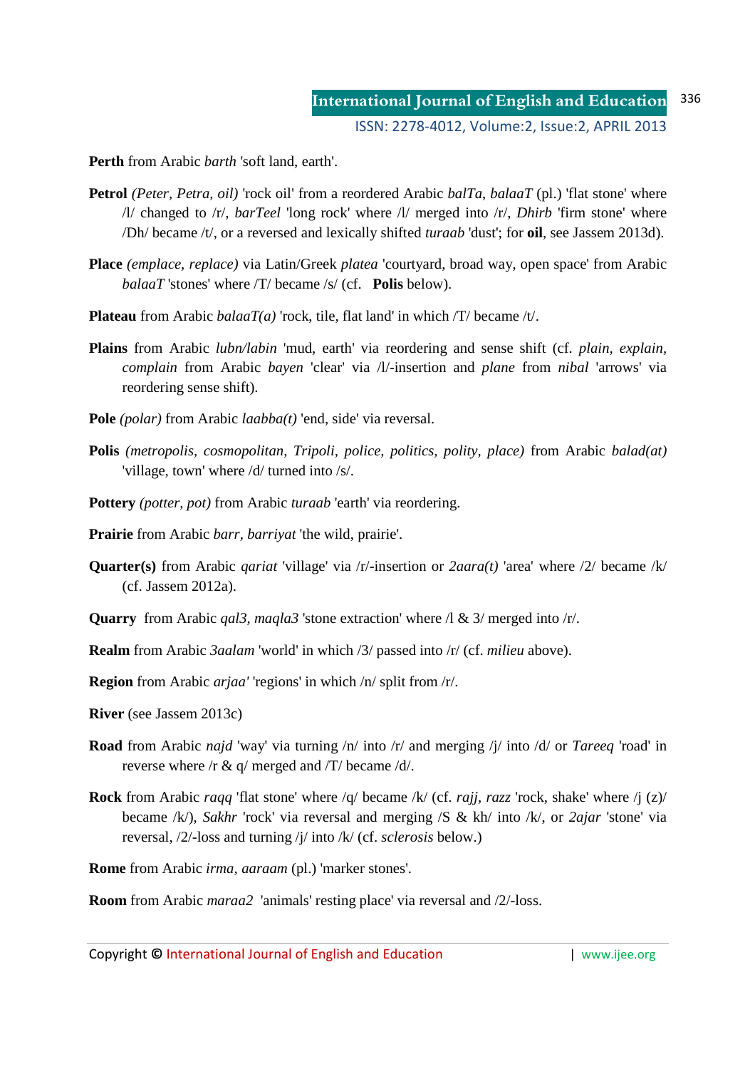**Perth** from Arabic *barth* 'soft land, earth'.

**Petrol** *(Peter, Petra, oil)* 'rock oil' from a reordered Arabic *balTa*, *balaaT* (pl.) 'flat stone' where /l/ changed to /r/, *barTeel* 'long rock' where /l/ merged into /r/, *Dhirb* 'firm stone' where /Dh/ became /t/, or a reversed and lexically shifted *turaab* 'dust'; for **oil**, see Jassem 2013d).

**Place** *(emplace, replace)* via Latin/Greek *platea* 'courtyard, broad way, open space' from Arabic *balaaT* 'stones' where /T/ became /s/ (cf. **Polis** below).

**Plateau** from Arabic *balaaT(a)* 'rock, tile, flat land' in which /T/ became /t/.

**Plains** from Arabic *lubn/labin* 'mud, earth' via reordering and sense shift (cf. *plain, explain, complain* from Arabic *bayen* 'clear' via /l/-insertion and *plane* from *nibal* 'arrows' via reordering sense shift).

**Pole** *(polar)* from Arabic *laabba(t)* 'end, side' via reversal.

**Polis** *(metropolis, cosmopolitan, Tripoli, police, politics, polity, place)* from Arabic *balad(at)* 'village, town' where /d/ turned into /s/.

**Pottery** *(potter, pot)* from Arabic *turaab* 'earth' via reordering.

**Prairie** from Arabic *barr, barriyat* 'the wild, prairie'.

**Quarter(s)** from Arabic *qariat* 'village' via /r/-insertion or *2aara(t)* 'area' where /2/ became /k/ (cf. Jassem 2012a).

**Quarry** from Arabic *qal3, maqla3* 'stone extraction' where /l & 3/ merged into /r/.

**Realm** from Arabic *3aalam* 'world' in which /3/ passed into /r/ (cf. *milieu* above).

**Region** from Arabic *arjaa'* 'regions' in which /n/ split from /r/.

**River** (see Jassem 2013c)

**Road** from Arabic *najd* 'way' via turning /n/ into /r/ and merging /j/ into /d/ or *Tareeq* 'road' in reverse where /r & q/ merged and /T/ became /d/.

**Rock** from Arabic *raqq* 'flat stone' where /q/ became /k/ (cf. *rajj, razz* 'rock, shake' where /j (z)/ became /k/), *Sakhr* 'rock' via reversal and merging /S & kh/ into /k/, or *2ajar* 'stone' via reversal, /2/-loss and turning /j/ into /k/ (cf. *sclerosis* below.)

**Rome** from Arabic *irma, aaraam* (pl.) 'marker stones'.

**Room** from Arabic *maraa2* 'animals' resting place' via reversal and /2/-loss.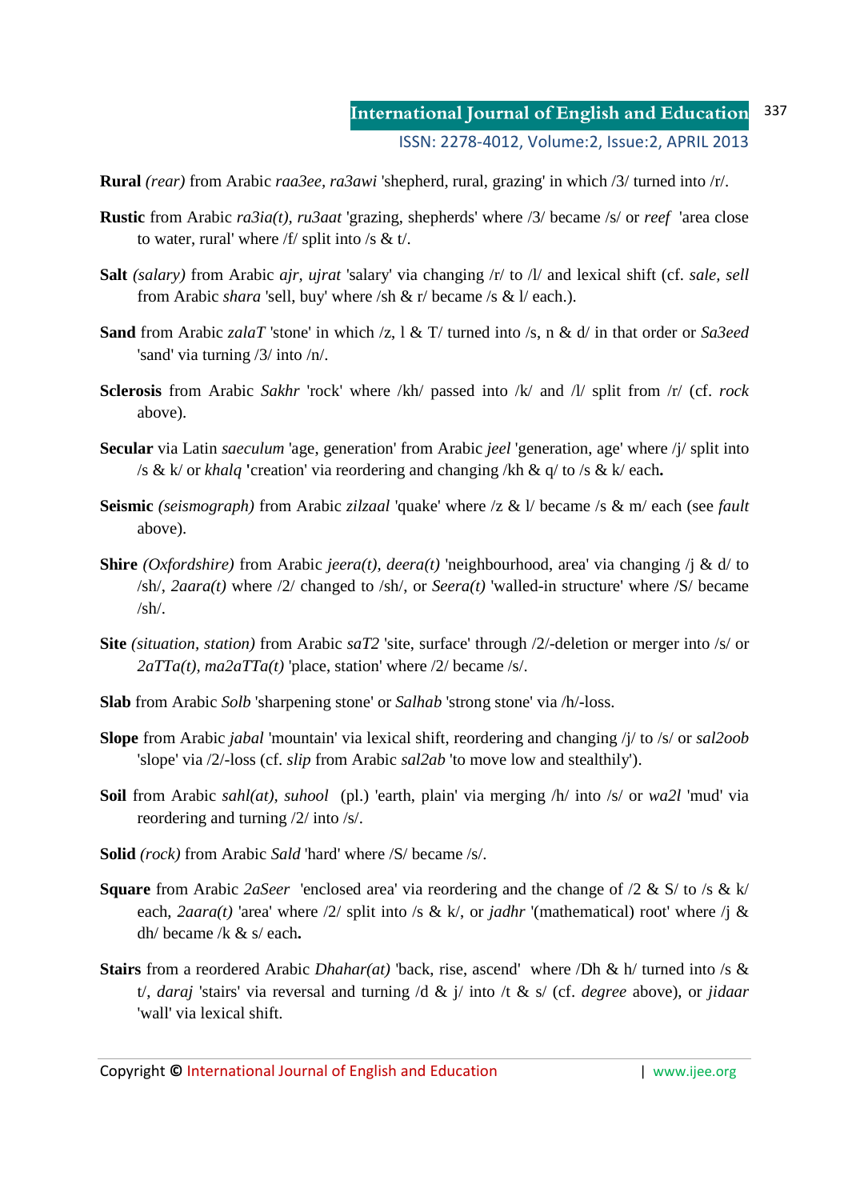**Rural** *(rear)* from Arabic *raa3ee, ra3awi* 'shepherd, rural, grazing' in which /3/ turned into /r/.

**Rustic** from Arabic *ra3ia(t), ru3aat* 'grazing, shepherds' where /3/ became /s/ or *reef* 'area close to water, rural' where /f/ split into /s & t/.

**Salt** *(salary)* from Arabic *ajr, ujrat* 'salary' via changing /r/ to /l/ and lexical shift (cf. *sale, sell* from Arabic *shara* 'sell, buy' where /sh & r/ became /s & l/ each.).

**Sand** from Arabic *zalaT* 'stone' in which /z, l & T/ turned into /s, n & d/ in that order or *Sa3eed* 'sand' via turning /3/ into /n/.

**Sclerosis** from Arabic *Sakhr* 'rock' where /kh/ passed into /k/ and /l/ split from /r/ (cf. *rock* above).

**Secular** via Latin *saeculum* 'age, generation' from Arabic *jeel* 'generation, age' where /j/ split into /s & k/ or *khalq* **'**creation' via reordering and changing /kh & q/ to /s & k/ each**.**

**Seismic** *(seismograph)* from Arabic *zilzaal* 'quake' where /z & l/ became /s & m/ each (see *fault* above).

**Shire** *(Oxfordshire)* from Arabic *jeera(t), deera(t)* 'neighbourhood, area' via changing /j & d/ to /sh/, *2aara(t)* where /2/ changed to /sh/, or *Seera(t)* 'walled-in structure' where /S/ became /sh/.

**Site** *(situation, station)* from Arabic *saT2* 'site, surface' through /2/-deletion or merger into /s/ or *2aTTa(t), ma2aTTa(t)* 'place, station' where /2/ became /s/.

**Slab** from Arabic *Solb* 'sharpening stone' or *Salhab* 'strong stone' via /h/-loss.

**Slope** from Arabic *jabal* 'mountain' via lexical shift, reordering and changing /j/ to /s/ or *sal2oob* 'slope' via /2/-loss (cf. *slip* from Arabic *sal2ab* 'to move low and stealthily').

**Soil** from Arabic *sahl(at), suhool* (pl.) 'earth, plain' via merging /h/ into /s/ or *wa2l* 'mud' via reordering and turning /2/ into /s/.

**Solid** *(rock)* from Arabic *Sald* 'hard' where /S/ became /s/.

**Square** from Arabic *2aSeer* 'enclosed area' via reordering and the change of /2 & S/ to /s & k/ each, *2aara(t)* 'area' where /2/ split into /s & k/, or *jadhr* '(mathematical) root' where /j & dh/ became /k & s/ each**.**

**Stairs** from a reordered Arabic *Dhahar(at)* 'back, rise, ascend' where /Dh & h/ turned into /s & t/, *daraj* 'stairs' via reversal and turning /d & j/ into /t & s/ (cf. *degree* above), or *jidaar* 'wall' via lexical shift.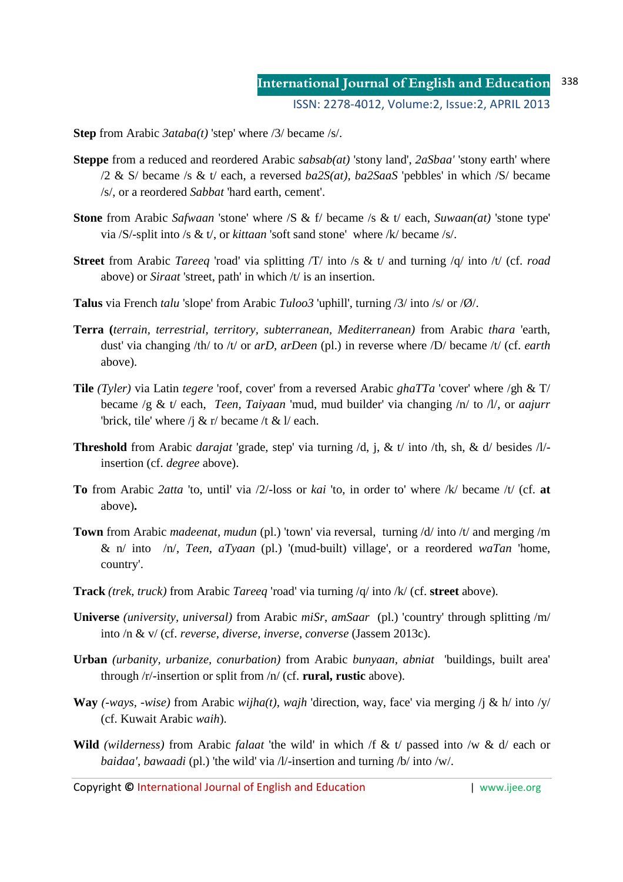**Step** from Arabic *3ataba(t)* 'step' where /3/ became /s/.

**Steppe** from a reduced and reordered Arabic *sabsab(at)* 'stony land', *2aSbaa'* 'stony earth' where /2 & S/ became /s & t/ each, a reversed *ba2S(at), ba2SaaS* 'pebbles' in which /S/ became /s/, or a reordered *Sabbat* 'hard earth, cement'.

**Stone** from Arabic *Safwaan* 'stone' where /S & f/ became /s & t/ each, *Suwaan(at)* 'stone type' via /S/-split into /s & t/, or *kittaan* 'soft sand stone' where /k/ became /s/.

**Street** from Arabic *Tareeq* 'road' via splitting /T/ into /s & t/ and turning /q/ into /t/ (cf. *road* above) or *Siraat* 'street, path' in which /t/ is an insertion.

**Talus** via French *talu* 'slope' from Arabic *Tuloo3* 'uphill', turning /3/ into /s/ or /Ø/.

**Terra (***terrain, terrestrial, territory, subterranean, Mediterranean)* from Arabic *thara* 'earth, dust' via changing /th/ to /t/ or *arD, arDeen* (pl.) in reverse where /D/ became /t/ (cf. *earth* above).

**Tile** *(Tyler)* via Latin *tegere* 'roof, cover' from a reversed Arabic *ghaTTa* 'cover' where /gh & T/ became /g & t/ each, *Teen, Taiyaan* 'mud, mud builder' via changing /n/ to /l/, or *aajurr* 'brick, tile' where /j & r/ became /t & l/ each.

**Threshold** from Arabic *darajat* 'grade, step' via turning /d, j, & t/ into /th, sh, & d/ besides /l/-insertion (cf. *degree* above).

**To** from Arabic *2atta* 'to, until' via /2/-loss or *kai* 'to, in order to' where /k/ became /t/ (cf. **at** above)**.**

**Town** from Arabic *madeenat, mudun* (pl.) 'town' via reversal, turning /d/ into /t/ and merging /m & n/ into /n/, *Teen, aTyaan* (pl.) '(mud-built) village', or a reordered *waTan* 'home, country'.

**Track** *(trek, truck)* from Arabic *Tareeq* 'road' via turning /q/ into /k/ (cf. **street** above).

**Universe** *(university, universal)* from Arabic *miSr, amSaar* (pl.) 'country' through splitting /m/ into /n & v/ (cf. *reverse, diverse, inverse, converse* (Jassem 2013c).

**Urban** *(urbanity, urbanize, conurbation)* from Arabic *bunyaan, abniat* 'buildings, built area' through /r/-insertion or split from /n/ (cf. **rural, rustic** above).

**Way** *(-ways, -wise)* from Arabic *wijha(t), wajh* 'direction, way, face' via merging /j & h/ into /y/ (cf. Kuwait Arabic *waih*).

**Wild** *(wilderness)* from Arabic *falaat* 'the wild' in which /f & t/ passed into /w & d/ each or *baidaa', bawaadi* (pl.) 'the wild' via /l/-insertion and turning /b/ into /w/.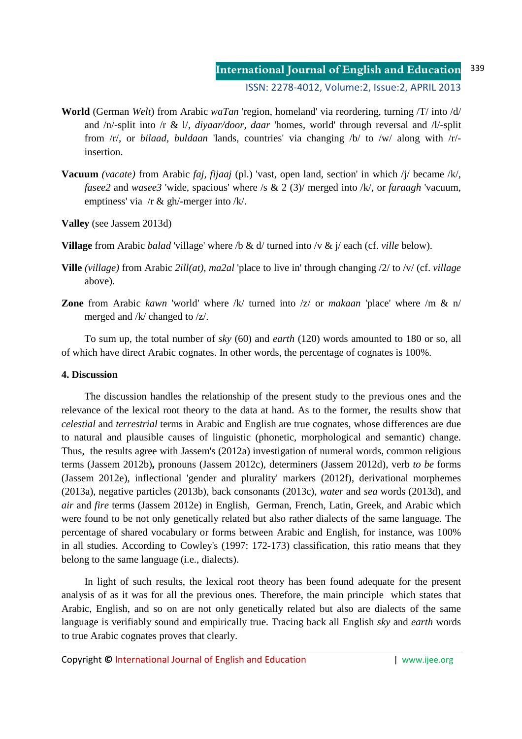**World** (German *Welt*) from Arabic *waTan* 'region, homeland' via reordering, turning /T/ into /d/ and /n/-split into /r & l/, *diyaar/door, daar* 'homes, world' through reversal and /l/-split from /r/, or *bilaad, buldaan* 'lands, countries' via changing /b/ to /w/ along with /r/-insertion.

**Vacuum** *(vacate)* from Arabic *faj, fijaaj* (pl.) 'vast, open land, section' in which /j/ became /k/, *fasee2* and *wasee3* 'wide, spacious' where /s & 2 (3)/ merged into /k/, or *faraagh* 'vacuum, emptiness' via /r & gh/-merger into /k/.

**Valley** (see Jassem 2013d)

**Village** from Arabic *balad* 'village' where /b & d/ turned into /v & j/ each (cf. *ville* below).

**Ville** *(village)* from Arabic *2ill(at), ma2al* 'place to live in' through changing /2/ to /v/ (cf. *village* above).

**Zone** from Arabic *kawn* 'world' where /k/ turned into /z/ or *makaan* 'place' where /m & n/ merged and /k/ changed to /z/.

To sum up, the total number of *sky* (60) and *earth* (120) words amounted to 180 or so, all of which have direct Arabic cognates. In other words, the percentage of cognates is 100%.

## 4. Discussion

The discussion handles the relationship of the present study to the previous ones and the relevance of the lexical root theory to the data at hand. As to the former, the results show that *celestial* and *terrestrial* terms in Arabic and English are true cognates, whose differences are due to natural and plausible causes of linguistic (phonetic, morphological and semantic) change. Thus, the results agree with Jassem's (2012a) investigation of numeral words, common religious terms (Jassem 2012b)**,** pronouns (Jassem 2012c), determiners (Jassem 2012d), verb *to be* forms (Jassem 2012e), inflectional 'gender and plurality' markers (2012f), derivational morphemes (2013a), negative particles (2013b), back consonants (2013c), *water* and *sea* words (2013d), and *air* and *fire* terms (Jassem 2012e) in English, German, French, Latin, Greek, and Arabic which were found to be not only genetically related but also rather dialects of the same language. The percentage of shared vocabulary or forms between Arabic and English, for instance, was 100% in all studies. According to Cowley's (1997: 172-173) classification, this ratio means that they belong to the same language (i.e., dialects).

In light of such results, the lexical root theory has been found adequate for the present analysis of as it was for all the previous ones. Therefore, the main principle which states that Arabic, English, and so on are not only genetically related but also are dialects of the same language is verifiably sound and empirically true. Tracing back all English *sky* and *earth* words to true Arabic cognates proves that clearly.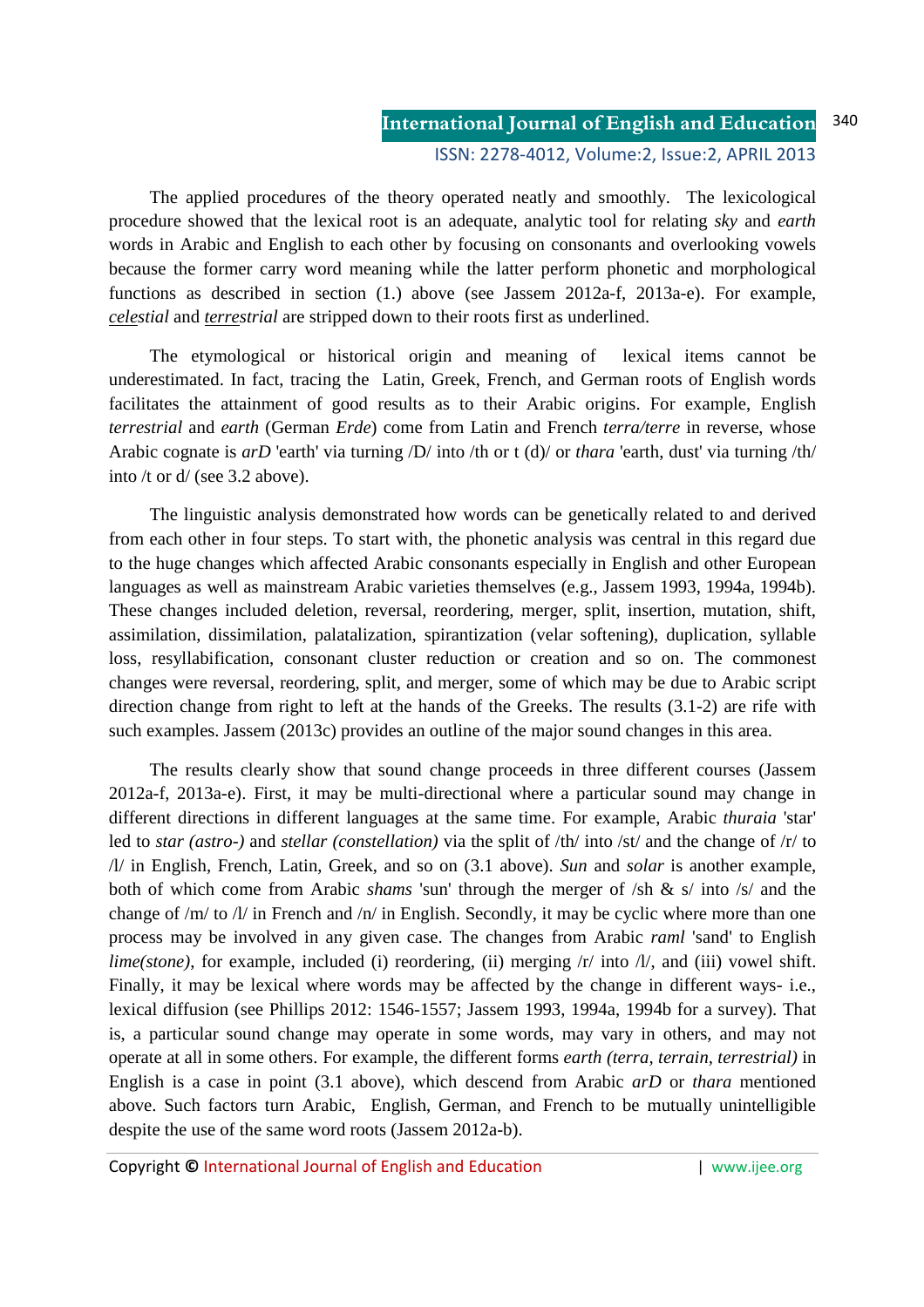The applied procedures of the theory operated neatly and smoothly. The lexicological procedure showed that the lexical root is an adequate, analytic tool for relating *sky* and *earth* words in Arabic and English to each other by focusing on consonants and overlooking vowels because the former carry word meaning while the latter perform phonetic and morphological functions as described in section (1.) above (see Jassem 2012a-f, 2013a-e). For example, *<u>celes</u>tial* and *<u>terres</u>trial* are stripped down to their roots first as underlined.

The etymological or historical origin and meaning of lexical items cannot be underestimated. In fact, tracing the Latin, Greek, French, and German roots of English words facilitates the attainment of good results as to their Arabic origins. For example, English *terrestrial* and *earth* (German *Erde*) come from Latin and French *terra/terre* in reverse, whose Arabic cognate is *arD* 'earth' via turning /D/ into /th or t (d)/ or *thara* 'earth, dust' via turning /th/ into /t or d/ (see 3.2 above).

The linguistic analysis demonstrated how words can be genetically related to and derived from each other in four steps. To start with, the phonetic analysis was central in this regard due to the huge changes which affected Arabic consonants especially in English and other European languages as well as mainstream Arabic varieties themselves (e.g., Jassem 1993, 1994a, 1994b). These changes included deletion, reversal, reordering, merger, split, insertion, mutation, shift, assimilation, dissimilation, palatalization, spirantization (velar softening), duplication, syllable loss, resyllabification, consonant cluster reduction or creation and so on. The commonest changes were reversal, reordering, split, and merger, some of which may be due to Arabic script direction change from right to left at the hands of the Greeks. The results (3.1-2) are rife with such examples. Jassem (2013c) provides an outline of the major sound changes in this area.

The results clearly show that sound change proceeds in three different courses (Jassem 2012a-f, 2013a-e). First, it may be multi-directional where a particular sound may change in different directions in different languages at the same time. For example, Arabic *thuraia* 'star' led to *star (astro-)* and *stellar (constellation)* via the split of /th/ into /st/ and the change of /r/ to /l/ in English, French, Latin, Greek, and so on (3.1 above). *Sun* and *solar* is another example, both of which come from Arabic *shams* 'sun' through the merger of /sh & s/ into /s/ and the change of /m/ to /l/ in French and /n/ in English. Secondly, it may be cyclic where more than one process may be involved in any given case. The changes from Arabic *raml* 'sand' to English *lime(stone)*, for example, included (i) reordering, (ii) merging /r/ into /l/, and (iii) vowel shift. Finally, it may be lexical where words may be affected by the change in different ways- i.e., lexical diffusion (see Phillips 2012: 1546-1557; Jassem 1993, 1994a, 1994b for a survey). That is, a particular sound change may operate in some words, may vary in others, and may not operate at all in some others. For example, the different forms *earth (terra, terrain, terrestrial)* in English is a case in point (3.1 above), which descend from Arabic *arD* or *thara* mentioned above. Such factors turn Arabic, English, German, and French to be mutually unintelligible despite the use of the same word roots (Jassem 2012a-b).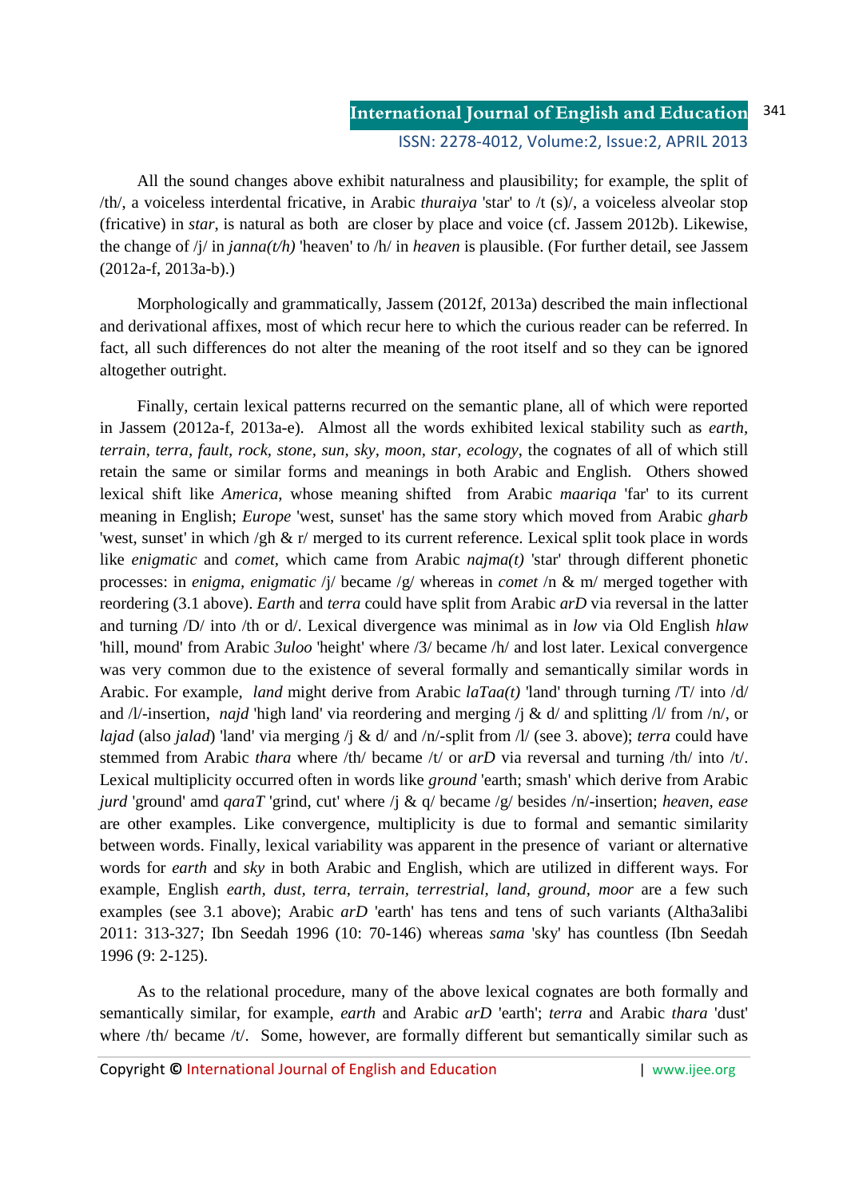All the sound changes above exhibit naturalness and plausibility; for example, the split of /th/, a voiceless interdental fricative, in Arabic *thuraiya* 'star' to /t (s)/, a voiceless alveolar stop (fricative) in *star*, is natural as both are closer by place and voice (cf. Jassem 2012b). Likewise, the change of /j/ in *janna(t/h)* 'heaven' to /h/ in *heaven* is plausible. (For further detail, see Jassem (2012a-f, 2013a-b).)

Morphologically and grammatically, Jassem (2012f, 2013a) described the main inflectional and derivational affixes, most of which recur here to which the curious reader can be referred. In fact, all such differences do not alter the meaning of the root itself and so they can be ignored altogether outright.

Finally, certain lexical patterns recurred on the semantic plane, all of which were reported in Jassem (2012a-f, 2013a-e). Almost all the words exhibited lexical stability such as *earth, terrain, terra, fault, rock, stone, sun, sky, moon, star, ecology*, the cognates of all of which still retain the same or similar forms and meanings in both Arabic and English. Others showed lexical shift like *America*, whose meaning shifted from Arabic *maariqa* 'far' to its current meaning in English; *Europe* 'west, sunset' has the same story which moved from Arabic *gharb* 'west, sunset' in which /gh & r/ merged to its current reference. Lexical split took place in words like *enigmatic* and *comet,* which came from Arabic *najma(t)* 'star' through different phonetic processes: in *enigma, enigmatic* /j/ became /g/ whereas in *comet* /n & m/ merged together with reordering (3.1 above). *Earth* and *terra* could have split from Arabic *arD* via reversal in the latter and turning /D/ into /th or d/. Lexical divergence was minimal as in *low* via Old English *hlaw* 'hill, mound' from Arabic *3uloo* 'height' where /3/ became /h/ and lost later. Lexical convergence was very common due to the existence of several formally and semantically similar words in Arabic. For example, *land* might derive from Arabic *laTaa(t)* 'land' through turning /T/ into /d/ and /l/-insertion, *najd* 'high land' via reordering and merging /j & d/ and splitting /l/ from /n/, or *lajad* (also *jalad*) 'land' via merging /j & d/ and /n/-split from /l/ (see 3. above); *terra* could have stemmed from Arabic *thara* where /th/ became /t/ or *arD* via reversal and turning /th/ into /t/. Lexical multiplicity occurred often in words like *ground* 'earth; smash' which derive from Arabic *jurd* 'ground' amd *qaraT* 'grind, cut' where /j & q/ became /g/ besides /n/-insertion; *heaven, ease* are other examples. Like convergence, multiplicity is due to formal and semantic similarity between words. Finally, lexical variability was apparent in the presence of variant or alternative words for *earth* and *sky* in both Arabic and English, which are utilized in different ways. For example, English *earth, dust, terra, terrain, terrestrial, land, ground, moor* are a few such examples (see 3.1 above); Arabic *arD* 'earth' has tens and tens of such variants (Altha3alibi 2011: 313-327; Ibn Seedah 1996 (10: 70-146) whereas *sama* 'sky' has countless (Ibn Seedah 1996 (9: 2-125).

As to the relational procedure, many of the above lexical cognates are both formally and semantically similar, for example, *earth* and Arabic *arD* 'earth'; *terra* and Arabic *thara* 'dust' where /th/ became /t/. Some, however, are formally different but semantically similar such as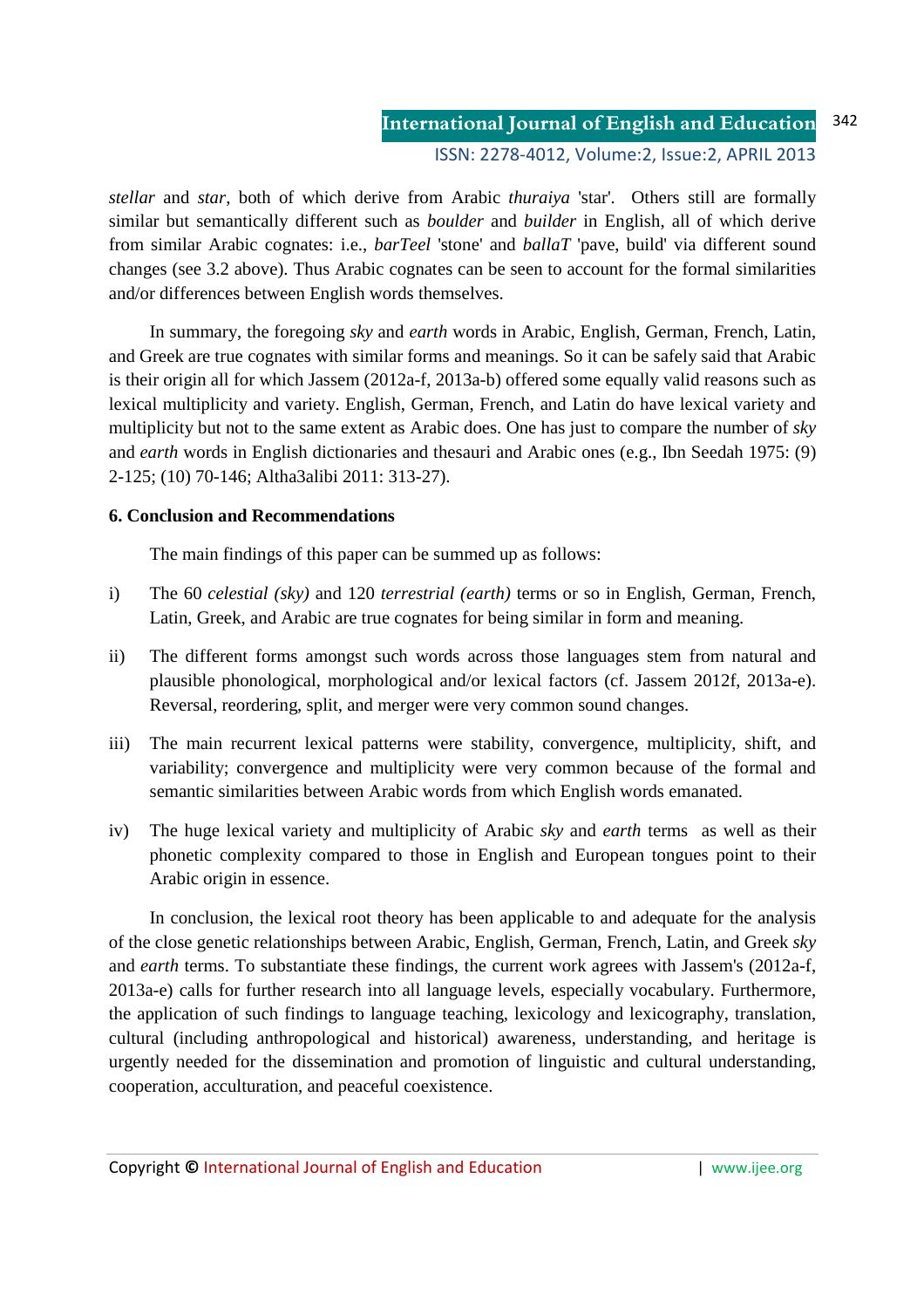*stellar* and *star*, both of which derive from Arabic *thuraiya* 'star'. Others still are formally similar but semantically different such as *boulder* and *builder* in English, all of which derive from similar Arabic cognates: i.e., *barTeel* 'stone' and *ballaT* 'pave, build' via different sound changes (see 3.2 above). Thus Arabic cognates can be seen to account for the formal similarities and/or differences between English words themselves.

In summary, the foregoing *sky* and *earth* words in Arabic, English, German, French, Latin, and Greek are true cognates with similar forms and meanings. So it can be safely said that Arabic is their origin all for which Jassem (2012a-f, 2013a-b) offered some equally valid reasons such as lexical multiplicity and variety. English, German, French, and Latin do have lexical variety and multiplicity but not to the same extent as Arabic does. One has just to compare the number of *sky* and *earth* words in English dictionaries and thesauri and Arabic ones (e.g., Ibn Seedah 1975: (9) 2-125; (10) 70-146; Altha3alibi 2011: 313-27).

**6. Conclusion and Recommendations**

The main findings of this paper can be summed up as follows:

i) The 60 *celestial (sky)* and 120 *terrestrial (earth)* terms or so in English, German, French, Latin, Greek, and Arabic are true cognates for being similar in form and meaning.

ii) The different forms amongst such words across those languages stem from natural and plausible phonological, morphological and/or lexical factors (cf. Jassem 2012f, 2013a-e). Reversal, reordering, split, and merger were very common sound changes.

iii) The main recurrent lexical patterns were stability, convergence, multiplicity, shift, and variability; convergence and multiplicity were very common because of the formal and semantic similarities between Arabic words from which English words emanated.

iv) The huge lexical variety and multiplicity of Arabic *sky* and *earth* terms as well as their phonetic complexity compared to those in English and European tongues point to their Arabic origin in essence.

In conclusion, the lexical root theory has been applicable to and adequate for the analysis of the close genetic relationships between Arabic, English, German, French, Latin, and Greek *sky* and *earth* terms. To substantiate these findings, the current work agrees with Jassem's (2012a-f, 2013a-e) calls for further research into all language levels, especially vocabulary. Furthermore, the application of such findings to language teaching, lexicology and lexicography, translation, cultural (including anthropological and historical) awareness, understanding, and heritage is urgently needed for the dissemination and promotion of linguistic and cultural understanding, cooperation, acculturation, and peaceful coexistence.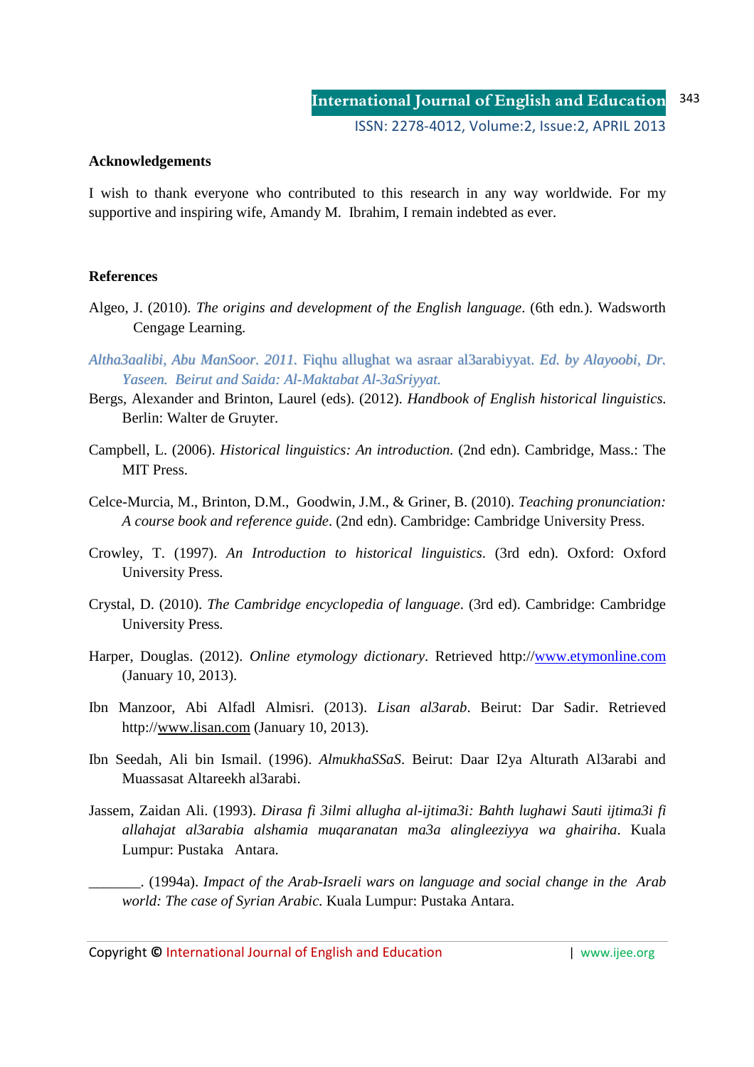**Acknowledgements**

I wish to thank everyone who contributed to this research in any way worldwide. For my supportive and inspiring wife, Amandy M. Ibrahim, I remain indebted as ever.

**References**

Algeo, J. (2010). *The origins and development of the English language*. (6th edn.). Wadsworth Cengage Learning.

*Altha3aalibi, Abu ManSoor. 2011.* Fiqhu allughat wa asraar al3arabiyyat. *Ed. by Alayoobi, Dr. Yaseen. Beirut and Saida: Al-Maktabat Al-3aSriyyat.*

Bergs, Alexander and Brinton, Laurel (eds). (2012). *Handbook of English historical linguistics.* Berlin: Walter de Gruyter.

Campbell, L. (2006). *Historical linguistics: An introduction.* (2nd edn). Cambridge, Mass.: The MIT Press.

Celce-Murcia, M., Brinton, D.M., Goodwin, J.M., & Griner, B. (2010). *Teaching pronunciation: A course book and reference guide*. (2nd edn). Cambridge: Cambridge University Press.

Crowley, T. (1997). *An Introduction to historical linguistics*. (3rd edn). Oxford: Oxford University Press.

Crystal, D. (2010). *The Cambridge encyclopedia of language*. (3rd ed). Cambridge: Cambridge University Press.

Harper, Douglas. (2012). *Online etymology dictionary*. Retrieved http://www.etymonline.com (January 10, 2013).

Ibn Manzoor, Abi Alfadl Almisri. (2013). *Lisan al3arab*. Beirut: Dar Sadir. Retrieved http://www.lisan.com (January 10, 2013).

Ibn Seedah, Ali bin Ismail. (1996). *AlmukhaSSaS*. Beirut: Daar I2ya Alturath Al3arabi and Muassasat Altareekh al3arabi.

Jassem, Zaidan Ali. (1993). *Dirasa fi 3ilmi allugha al-ijtima3i: Bahth lughawi Sauti ijtima3i fi allahajat al3arabia alshamia muqaranatan ma3a alingleeziyya wa ghairiha*. Kuala Lumpur: Pustaka Antara.

_______. (1994a). *Impact of the Arab-Israeli wars on language and social change in the Arab world: The case of Syrian Arabic.* Kuala Lumpur: Pustaka Antara.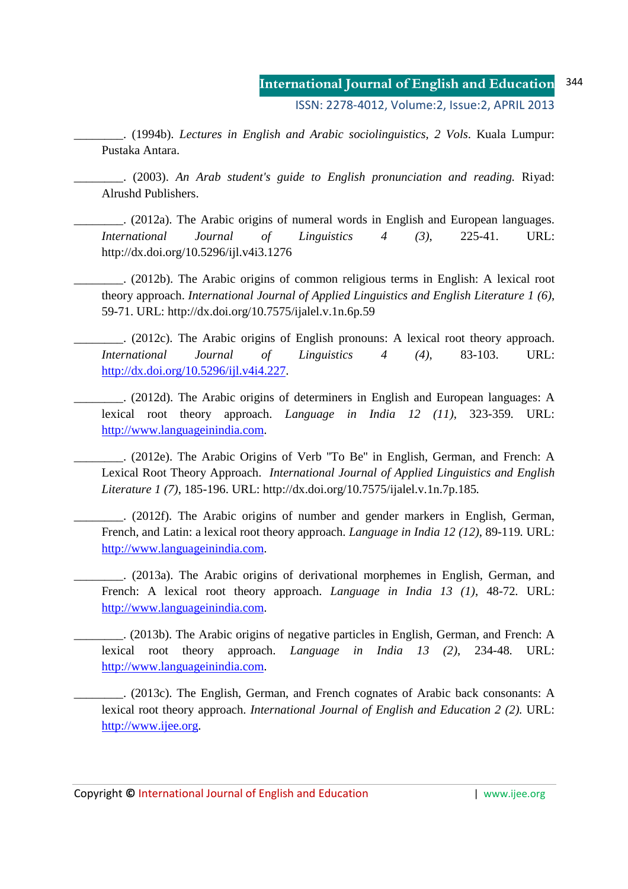________. (1994b). *Lectures in English and Arabic sociolinguistics, 2 Vols*. Kuala Lumpur: Pustaka Antara.

________. (2003). *An Arab student's guide to English pronunciation and reading.* Riyad: Alrushd Publishers.

________. (2012a). The Arabic origins of numeral words in English and European languages. *International Journal of Linguistics 4 (3)*, 225-41. URL: http://dx.doi.org/10.5296/ijl.v4i3.1276

________. (2012b). The Arabic origins of common religious terms in English: A lexical root theory approach. *International Journal of Applied Linguistics and English Literature 1 (6)*, 59-71. URL: http://dx.doi.org/10.7575/ijalel.v.1n.6p.59

________. (2012c). The Arabic origins of English pronouns: A lexical root theory approach. *International Journal of Linguistics 4 (4)*, 83-103. URL: http://dx.doi.org/10.5296/ijl.v4i4.227.

________. (2012d). The Arabic origins of determiners in English and European languages: A lexical root theory approach. *Language in India 12 (11)*, 323-359. URL: http://www.languageinindia.com.

________. (2012e). The Arabic Origins of Verb "To Be" in English, German, and French: A Lexical Root Theory Approach. *International Journal of Applied Linguistics and English Literature 1 (7)*, 185-196. URL: http://dx.doi.org/10.7575/ijalel.v.1n.7p.185.

________. (2012f). The Arabic origins of number and gender markers in English, German, French, and Latin: a lexical root theory approach. *Language in India 12 (12)*, 89-119. URL: http://www.languageinindia.com.

________. (2013a). The Arabic origins of derivational morphemes in English, German, and French: A lexical root theory approach. *Language in India 13 (1)*, 48-72. URL: http://www.languageinindia.com.

________. (2013b). The Arabic origins of negative particles in English, German, and French: A lexical root theory approach. *Language in India 13 (2)*, 234-48. URL: http://www.languageinindia.com.

________. (2013c). The English, German, and French cognates of Arabic back consonants: A lexical root theory approach. *International Journal of English and Education 2 (2)*. URL: http://www.ijee.org.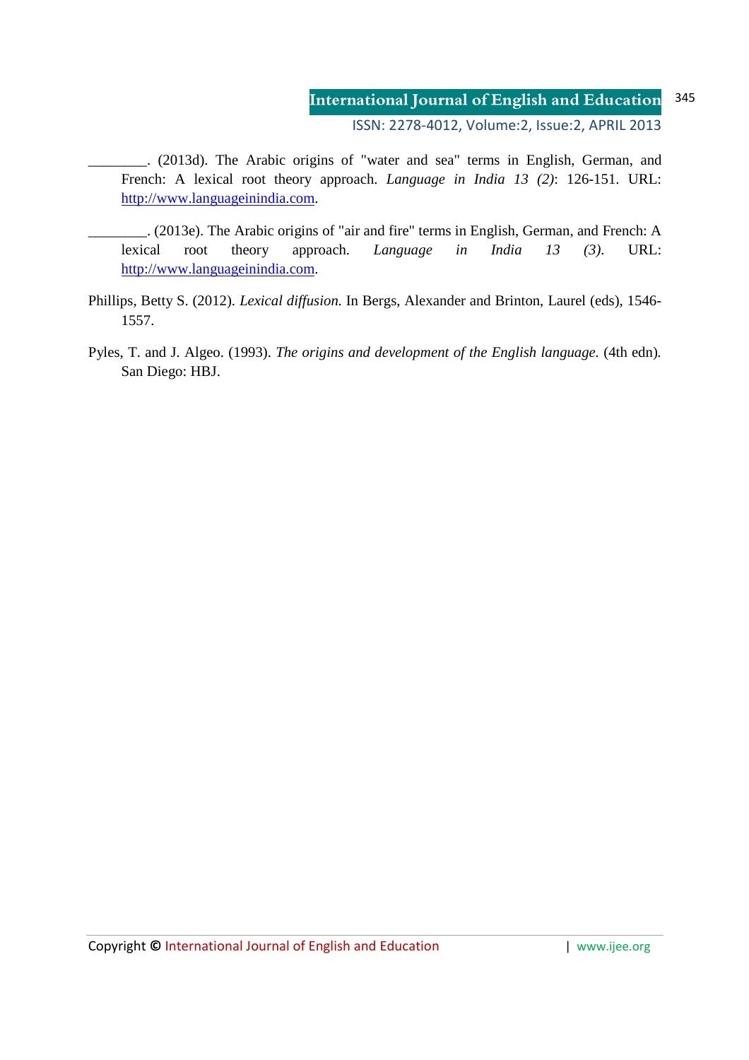________. (2013d). The Arabic origins of "water and sea" terms in English, German, and French: A lexical root theory approach. *Language in India 13 (2)*: 126-151. URL: http://www.languageinindia.com.

________. (2013e). The Arabic origins of "air and fire" terms in English, German, and French: A lexical root theory approach. *Language in India 13 (3)*. URL: http://www.languageinindia.com.

Phillips, Betty S. (2012). *Lexical diffusion*. In Bergs, Alexander and Brinton, Laurel (eds), 1546-1557.

Pyles, T. and J. Algeo. (1993). *The origins and development of the English language*. (4th edn). San Diego: HBJ.